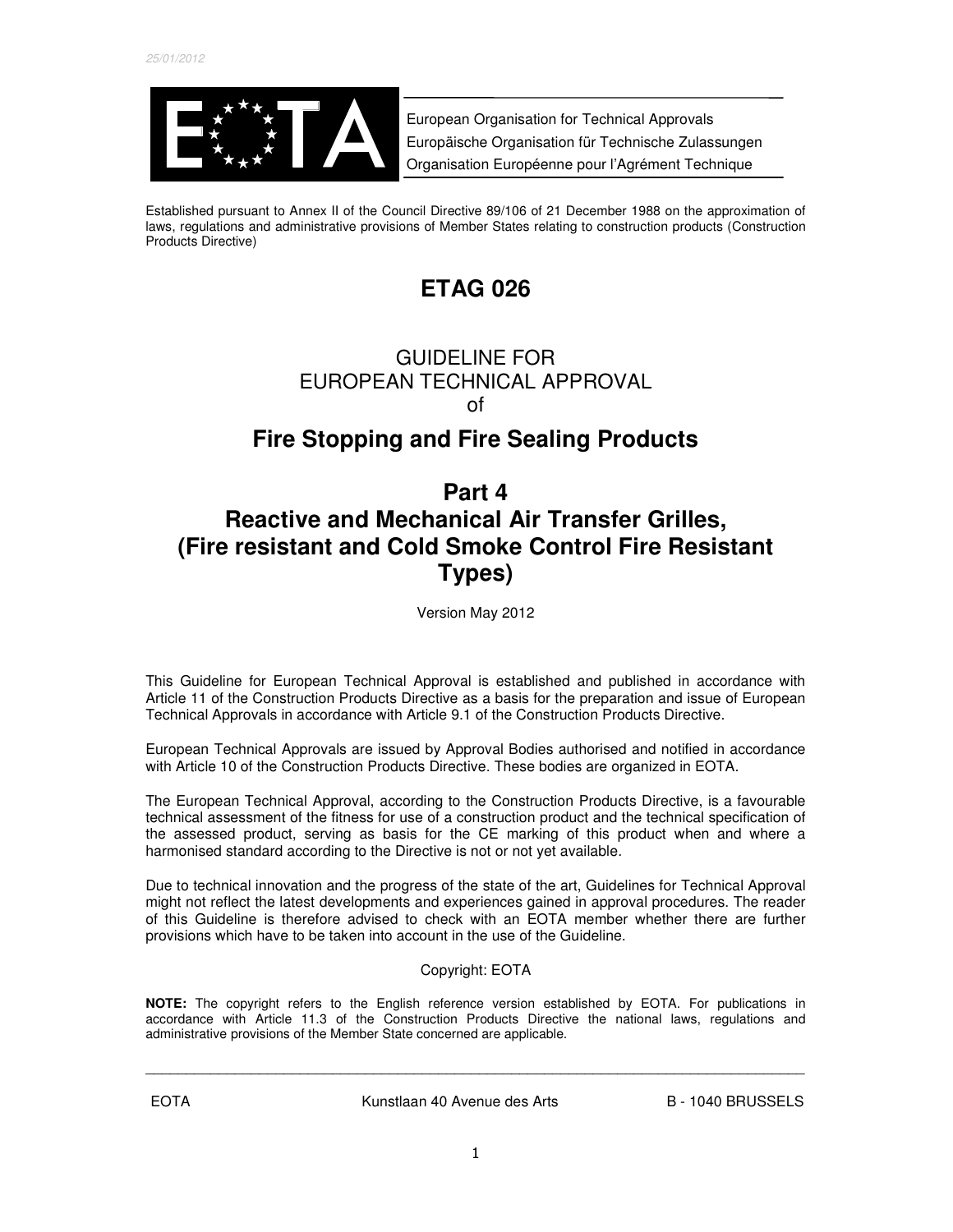25/01/2012

EOTA

European Organisation for Technical Approvals
Europäische Organisation für Technische Zulassungen
Organisation Européenne pour l'Agrément Technique

Established pursuant to Annex II of the Council Directive 89/106 of 21 December 1988 on the approximation of laws, regulations and administrative provisions of Member States relating to construction products (Construction Products Directive)

# ETAG 026

## GUIDELINE FOR EUROPEAN TECHNICAL APPROVAL of

# Fire Stopping and Fire Sealing Products

# Part 4 Reactive and Mechanical Air Transfer Grilles, (Fire resistant and Cold Smoke Control Fire Resistant Types)

Version May 2012

This Guideline for European Technical Approval is established and published in accordance with Article 11 of the Construction Products Directive as a basis for the preparation and issue of European Technical Approvals in accordance with Article 9.1 of the Construction Products Directive.

European Technical Approvals are issued by Approval Bodies authorised and notified in accordance with Article 10 of the Construction Products Directive. These bodies are organized in EOTA.

The European Technical Approval, according to the Construction Products Directive, is a favourable technical assessment of the fitness for use of a construction product and the technical specification of the assessed product, serving as basis for the CE marking of this product when and where a harmonised standard according to the Directive is not or not yet available.

Due to technical innovation and the progress of the state of the art, Guidelines for Technical Approval might not reflect the latest developments and experiences gained in approval procedures. The reader of this Guideline is therefore advised to check with an EOTA member whether there are further provisions which have to be taken into account in the use of the Guideline.

Copyright: EOTA

**NOTE:** The copyright refers to the English reference version established by EOTA. For publications in accordance with Article 11.3 of the Construction Products Directive the national laws, regulations and administrative provisions of the Member State concerned are applicable.

---

EOTA Kunstlaan 40 Avenue des Arts B - 1040 BRUSSELS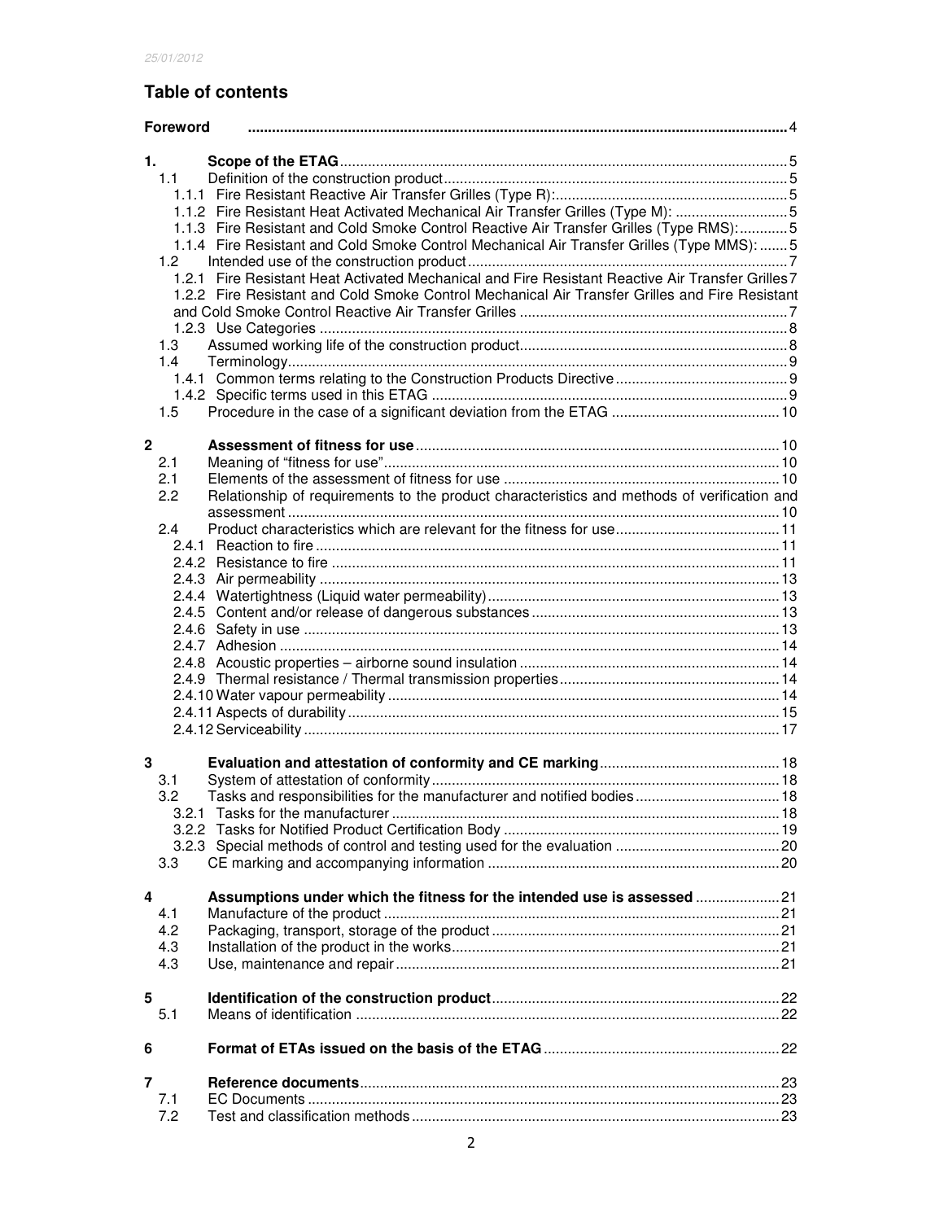25/01/2012

## Table of contents

| | | |
|---|---|---|
| **Foreword** | | 4 |
| **1.** | **Scope of the ETAG** | 5 |
| 1.1 | Definition of the construction product | 5 |
| 1.1.1 | Fire Resistant Reactive Air Transfer Grilles (Type R): | 5 |
| 1.1.2 | Fire Resistant Heat Activated Mechanical Air Transfer Grilles (Type M): | 5 |
| 1.1.3 | Fire Resistant and Cold Smoke Control Reactive Air Transfer Grilles (Type RMS): | 5 |
| 1.1.4 | Fire Resistant and Cold Smoke Control Mechanical Air Transfer Grilles (Type MMS): | 5 |
| 1.2 | Intended use of the construction product | 7 |
| 1.2.1 | Fire Resistant Heat Activated Mechanical and Fire Resistant Reactive Air Transfer Grilles | 7 |
| 1.2.2 | Fire Resistant and Cold Smoke Control Mechanical Air Transfer Grilles and Fire Resistant and Cold Smoke Control Reactive Air Transfer Grilles | 7 |
| 1.2.3 | Use Categories | 8 |
| 1.3 | Assumed working life of the construction product | 8 |
| 1.4 | Terminology | 9 |
| 1.4.1 | Common terms relating to the Construction Products Directive | 9 |
| 1.4.2 | Specific terms used in this ETAG | 9 |
| 1.5 | Procedure in the case of a significant deviation from the ETAG | 10 |
| **2** | **Assessment of fitness for use** | 10 |
| 2.1 | Meaning of "fitness for use" | 10 |
| 2.1 | Elements of the assessment of fitness for use | 10 |
| 2.2 | Relationship of requirements to the product characteristics and methods of verification and assessment | 10 |
| 2.4 | Product characteristics which are relevant for the fitness for use | 11 |
| 2.4.1 | Reaction to fire | 11 |
| 2.4.2 | Resistance to fire | 11 |
| 2.4.3 | Air permeability | 13 |
| 2.4.4 | Watertightness (Liquid water permeability) | 13 |
| 2.4.5 | Content and/or release of dangerous substances | 13 |
| 2.4.6 | Safety in use | 13 |
| 2.4.7 | Adhesion | 14 |
| 2.4.8 | Acoustic properties – airborne sound insulation | 14 |
| 2.4.9 | Thermal resistance / Thermal transmission properties | 14 |
| 2.4.10 | Water vapour permeability | 14 |
| 2.4.11 | Aspects of durability | 15 |
| 2.4.12 | Serviceability | 17 |
| **3** | **Evaluation and attestation of conformity and CE marking** | 18 |
| 3.1 | System of attestation of conformity | 18 |
| 3.2 | Tasks and responsibilities for the manufacturer and notified bodies | 18 |
| 3.2.1 | Tasks for the manufacturer | 18 |
| 3.2.2 | Tasks for Notified Product Certification Body | 19 |
| 3.2.3 | Special methods of control and testing used for the evaluation | 20 |
| 3.3 | CE marking and accompanying information | 20 |
| **4** | **Assumptions under which the fitness for the intended use is assessed** | 21 |
| 4.1 | Manufacture of the product | 21 |
| 4.2 | Packaging, transport, storage of the product | 21 |
| 4.3 | Installation of the product in the works | 21 |
| 4.3 | Use, maintenance and repair | 21 |
| **5** | **Identification of the construction product** | 22 |
| 5.1 | Means of identification | 22 |
| **6** | **Format of ETAs issued on the basis of the ETAG** | 22 |
| **7** | **Reference documents** | 23 |
| 7.1 | EC Documents | 23 |
| 7.2 | Test and classification methods | 23 |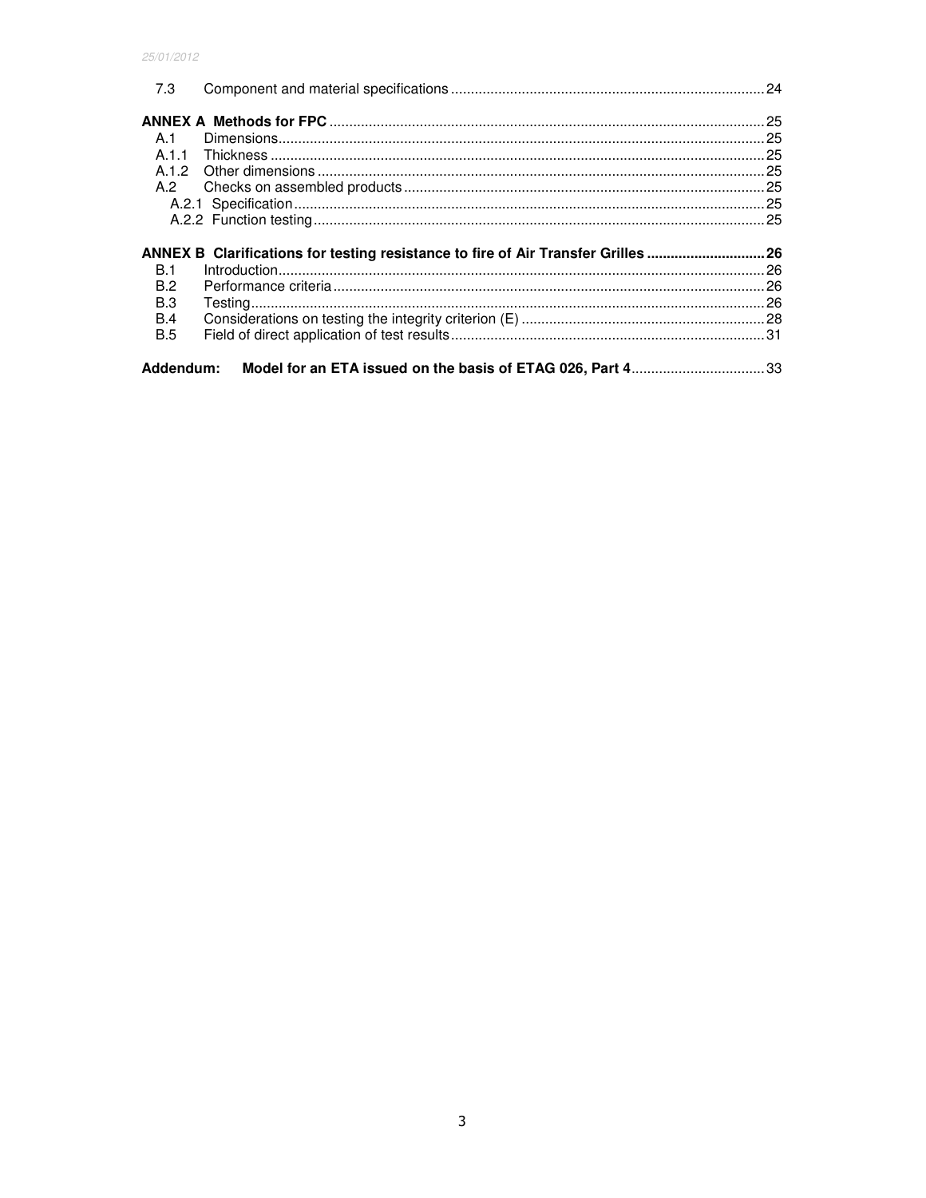| | | |
|---|---|---|
| 7.3 | Component and material specifications | 24 |
| **ANNEX A Methods for FPC** | | **25** |
| A.1 | Dimensions | 25 |
| A.1.1 | Thickness | 25 |
| A.1.2 | Other dimensions | 25 |
| A.2 | Checks on assembled products | 25 |
| A.2.1 | Specification | 25 |
| A.2.2 | Function testing | 25 |
| **ANNEX B Clarifications for testing resistance to fire of Air Transfer Grilles** | | **26** |
| B.1 | Introduction | 26 |
| B.2 | Performance criteria | 26 |
| B.3 | Testing | 26 |
| B.4 | Considerations on testing the integrity criterion (E) | 28 |
| B.5 | Field of direct application of test results | 31 |
| **Addendum:** | **Model for an ETA issued on the basis of ETAG 026, Part 4** | 33 |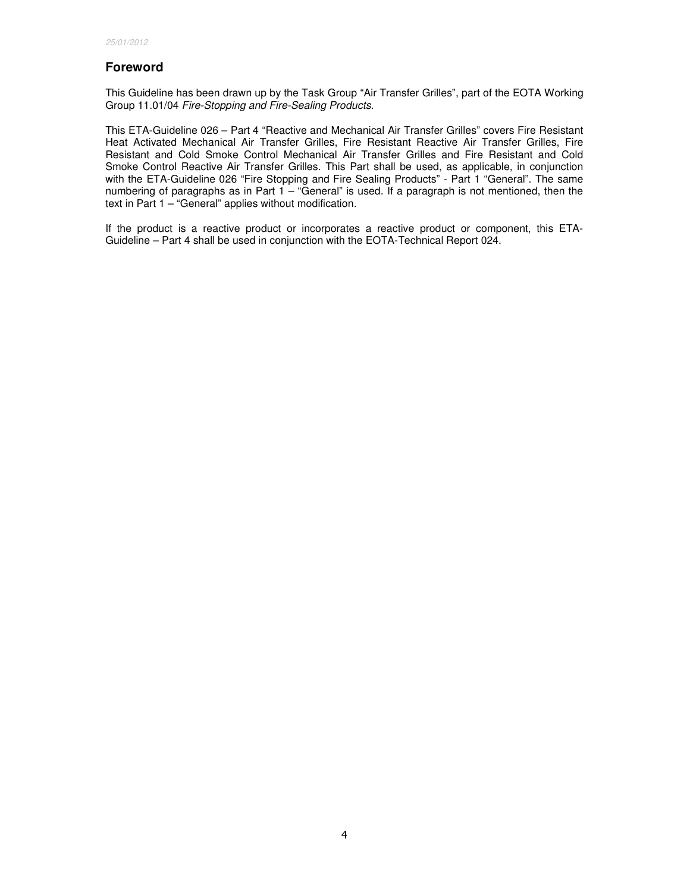## Foreword

This Guideline has been drawn up by the Task Group "Air Transfer Grilles", part of the EOTA Working Group 11.01/04 *Fire-Stopping and Fire-Sealing Products.*

This ETA-Guideline 026 – Part 4 "Reactive and Mechanical Air Transfer Grilles" covers Fire Resistant Heat Activated Mechanical Air Transfer Grilles, Fire Resistant Reactive Air Transfer Grilles, Fire Resistant and Cold Smoke Control Mechanical Air Transfer Grilles and Fire Resistant and Cold Smoke Control Reactive Air Transfer Grilles. This Part shall be used, as applicable, in conjunction with the ETA-Guideline 026 "Fire Stopping and Fire Sealing Products" - Part 1 "General". The same numbering of paragraphs as in Part 1 – "General" is used. If a paragraph is not mentioned, then the text in Part 1 – "General" applies without modification.

If the product is a reactive product or incorporates a reactive product or component, this ETA-Guideline – Part 4 shall be used in conjunction with the EOTA-Technical Report 024.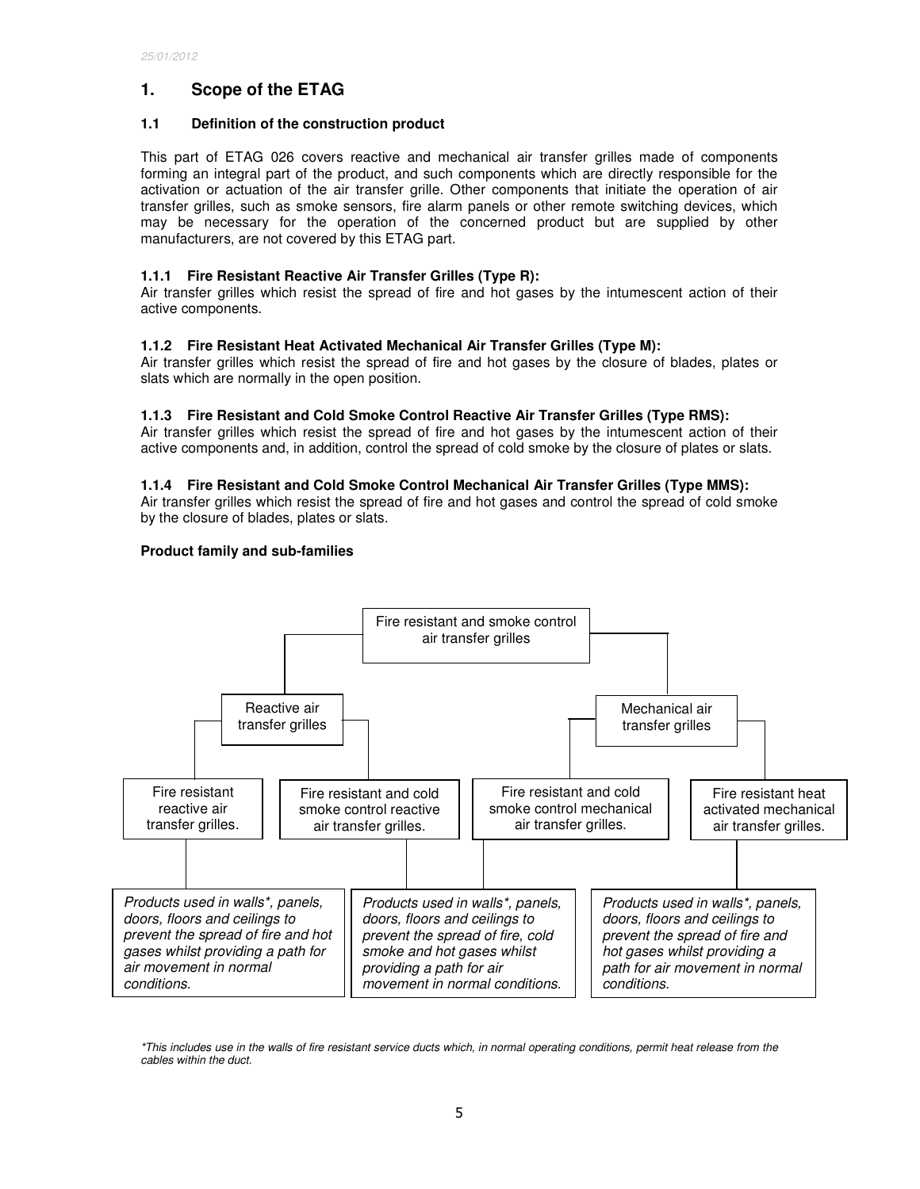# 1. Scope of the ETAG

## 1.1 Definition of the construction product

This part of ETAG 026 covers reactive and mechanical air transfer grilles made of components forming an integral part of the product, and such components which are directly responsible for the activation or actuation of the air transfer grille. Other components that initiate the operation of air transfer grilles, such as smoke sensors, fire alarm panels or other remote switching devices, which may be necessary for the operation of the concerned product but are supplied by other manufacturers, are not covered by this ETAG part.

### 1.1.1 Fire Resistant Reactive Air Transfer Grilles (Type R):

Air transfer grilles which resist the spread of fire and hot gases by the intumescent action of their active components.

### 1.1.2 Fire Resistant Heat Activated Mechanical Air Transfer Grilles (Type M):

Air transfer grilles which resist the spread of fire and hot gases by the closure of blades, plates or slats which are normally in the open position.

### 1.1.3 Fire Resistant and Cold Smoke Control Reactive Air Transfer Grilles (Type RMS):

Air transfer grilles which resist the spread of fire and hot gases by the intumescent action of their active components and, in addition, control the spread of cold smoke by the closure of plates or slats.

### 1.1.4 Fire Resistant and Cold Smoke Control Mechanical Air Transfer Grilles (Type MMS):

Air transfer grilles which resist the spread of fire and hot gases and control the spread of cold smoke by the closure of blades, plates or slats.

**Product family and sub-families**

- Fire resistant and smoke control air transfer grilles
  - Reactive air transfer grilles
    - Fire resistant reactive air transfer grilles.
    - Fire resistant and cold smoke control reactive air transfer grilles.
  - Mechanical air transfer grilles
    - Fire resistant and cold smoke control mechanical air transfer grilles.
    - Fire resistant heat activated mechanical air transfer grilles.

Fire resistant reactive air transfer grilles: *Products used in walls\*, panels, doors, floors and ceilings to prevent the spread of fire and hot gases whilst providing a path for air movement in normal conditions.*

Fire resistant and cold smoke control reactive / mechanical air transfer grilles: *Products used in walls\*, panels, doors, floors and ceilings to prevent the spread of fire, cold smoke and hot gases whilst providing a path for air movement in normal conditions.*

Fire resistant heat activated mechanical air transfer grilles: *Products used in walls\*, panels, doors, floors and ceilings to prevent the spread of fire and hot gases whilst providing a path for air movement in normal conditions.*

*\*This includes use in the walls of fire resistant service ducts which, in normal operating conditions, permit heat release from the cables within the duct.*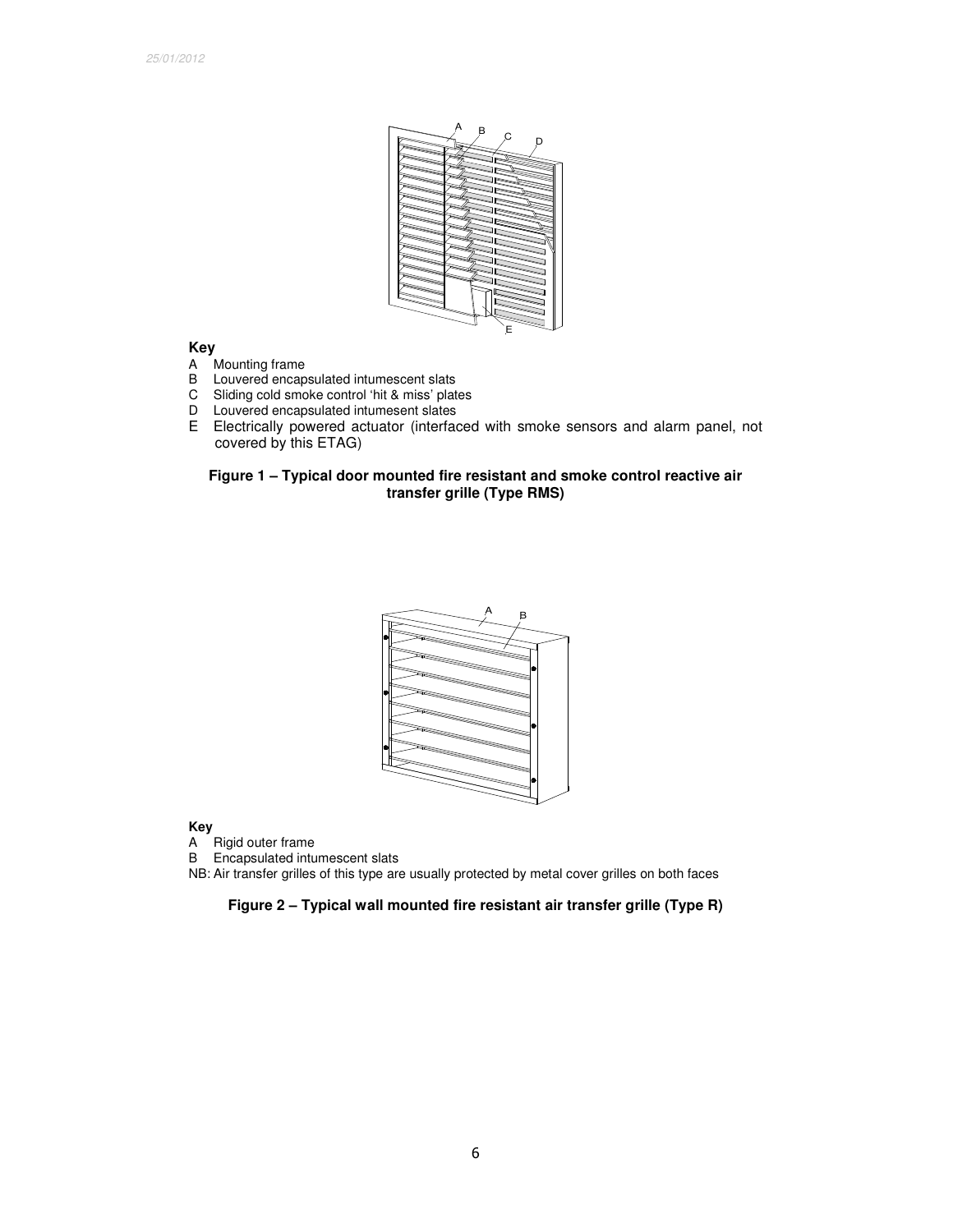**Key**

A Mounting frame
B Louvered encapsulated intumescent slats
C Sliding cold smoke control 'hit & miss' plates
D Louvered encapsulated intumesent slates
E Electrically powered actuator (interfaced with smoke sensors and alarm panel, not covered by this ETAG)

**Figure 1 – Typical door mounted fire resistant and smoke control reactive air transfer grille (Type RMS)**

**Key**

A Rigid outer frame
B Encapsulated intumescent slats

NB: Air transfer grilles of this type are usually protected by metal cover grilles on both faces

**Figure 2 – Typical wall mounted fire resistant air transfer grille (Type R)**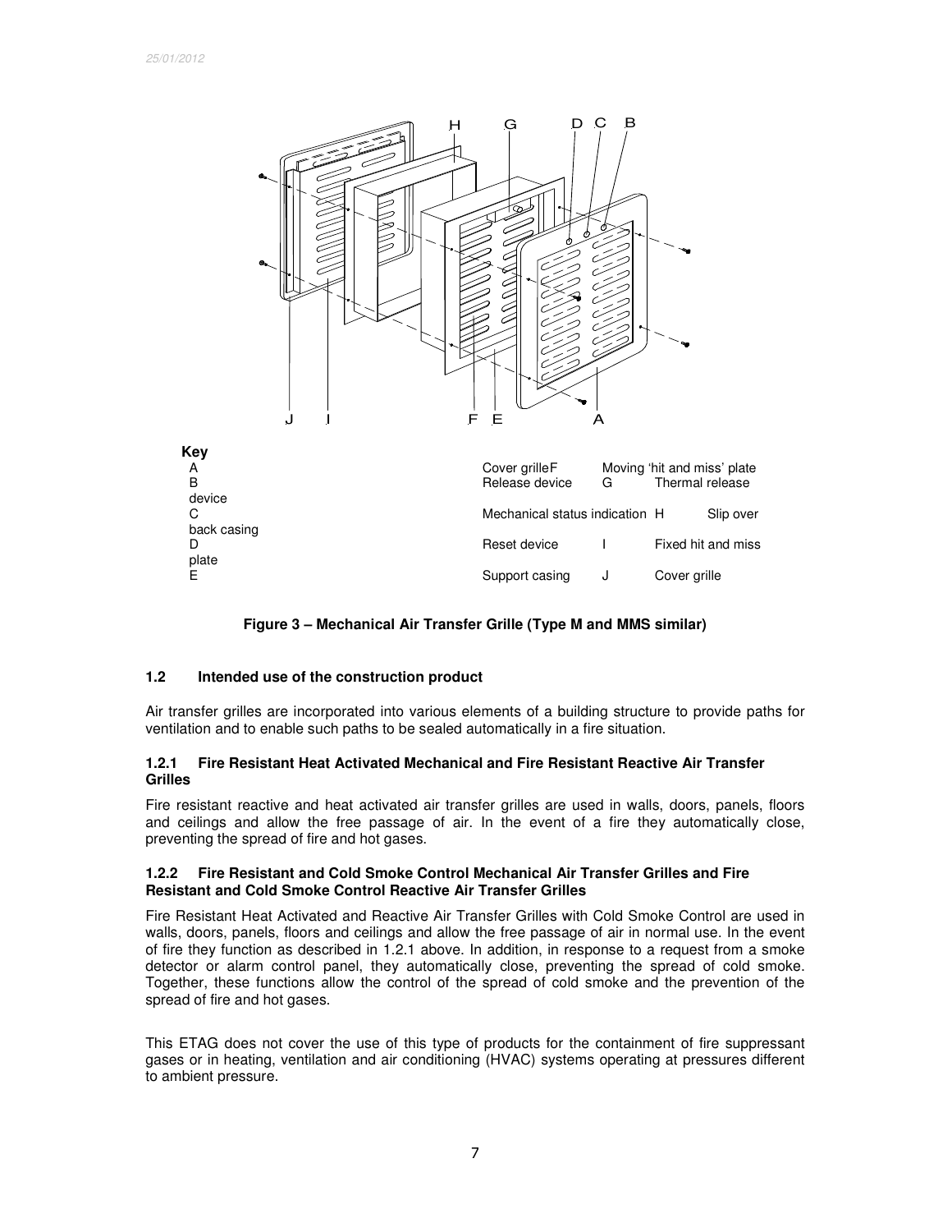**Key**

| | | | |
|---|---|---|---|
| A | Cover grille | F | Moving 'hit and miss' plate |
| B | Release device | G | Thermal release device |
| C | Mechanical status indication | H | Slip over back casing |
| D | Reset device | I | Fixed hit and miss plate |
| E | Support casing | J | Cover grille |

**Figure 3 – Mechanical Air Transfer Grille (Type M and MMS similar)**

### 1.2 Intended use of the construction product

Air transfer grilles are incorporated into various elements of a building structure to provide paths for ventilation and to enable such paths to be sealed automatically in a fire situation.

#### 1.2.1 Fire Resistant Heat Activated Mechanical and Fire Resistant Reactive Air Transfer Grilles

Fire resistant reactive and heat activated air transfer grilles are used in walls, doors, panels, floors and ceilings and allow the free passage of air. In the event of a fire they automatically close, preventing the spread of fire and hot gases.

#### 1.2.2 Fire Resistant and Cold Smoke Control Mechanical Air Transfer Grilles and Fire Resistant and Cold Smoke Control Reactive Air Transfer Grilles

Fire Resistant Heat Activated and Reactive Air Transfer Grilles with Cold Smoke Control are used in walls, doors, panels, floors and ceilings and allow the free passage of air in normal use. In the event of fire they function as described in 1.2.1 above. In addition, in response to a request from a smoke detector or alarm control panel, they automatically close, preventing the spread of cold smoke. Together, these functions allow the control of the spread of cold smoke and the prevention of the spread of fire and hot gases.

This ETAG does not cover the use of this type of products for the containment of fire suppressant gases or in heating, ventilation and air conditioning (HVAC) systems operating at pressures different to ambient pressure.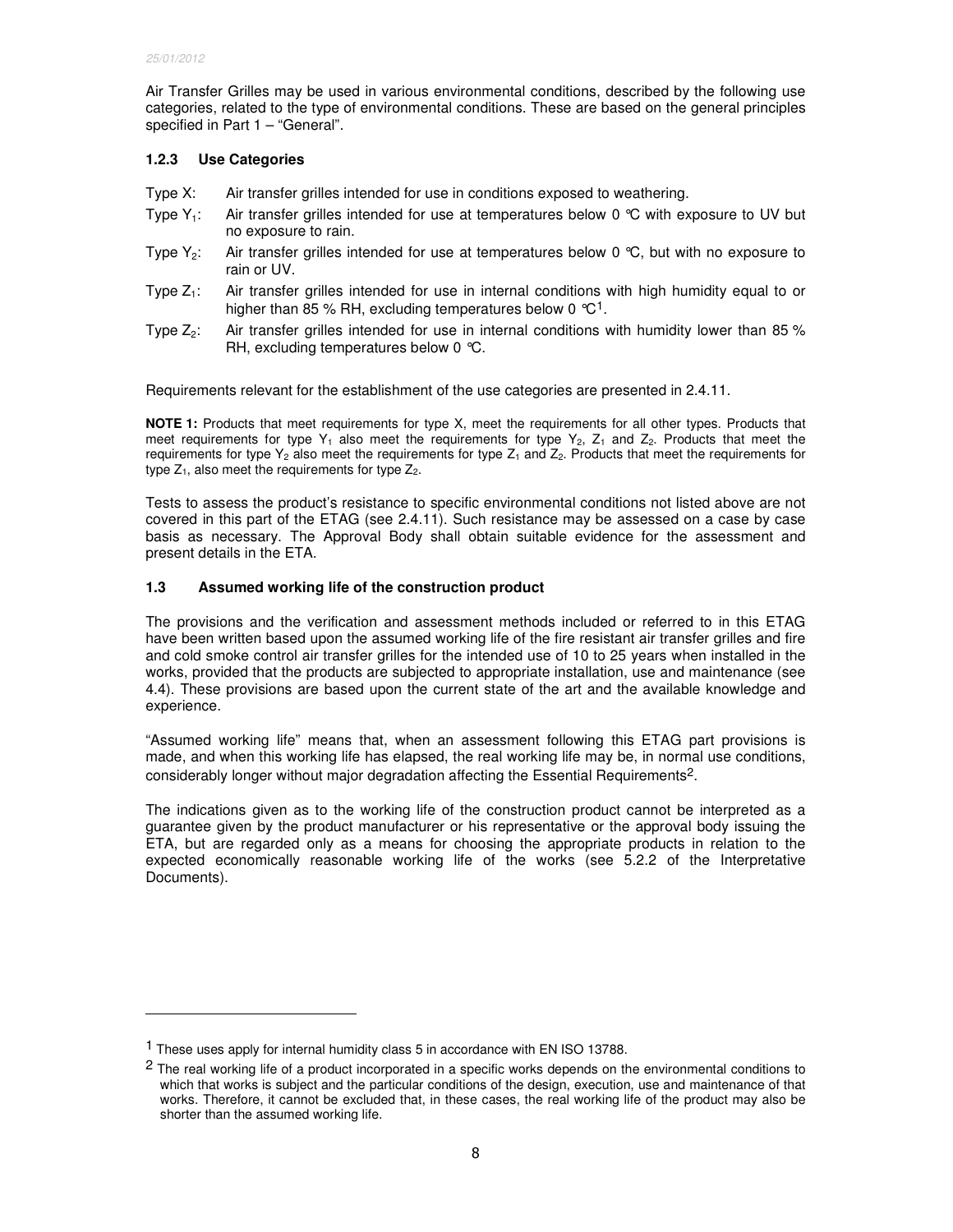Air Transfer Grilles may be used in various environmental conditions, described by the following use categories, related to the type of environmental conditions. These are based on the general principles specified in Part 1 – "General".

### 1.2.3 Use Categories

Type X: Air transfer grilles intended for use in conditions exposed to weathering.

Type $Y_1$: Air transfer grilles intended for use at temperatures below 0 °C with exposure to UV but no exposure to rain.

Type $Y_2$: Air transfer grilles intended for use at temperatures below 0 °C, but with no exposure to rain or UV.

Type $Z_1$: Air transfer grilles intended for use in internal conditions with high humidity equal to or higher than 85 % RH, excluding temperatures below 0 °C[1].

Type $Z_2$: Air transfer grilles intended for use in internal conditions with humidity lower than 85 % RH, excluding temperatures below 0 °C.

Requirements relevant for the establishment of the use categories are presented in 2.4.11.

**NOTE 1:** Products that meet requirements for type X, meet the requirements for all other types. Products that meet requirements for type $Y_1$ also meet the requirements for type $Y_2$, $Z_1$ and $Z_2$. Products that meet the requirements for type $Y_2$ also meet the requirements for type $Z_1$ and $Z_2$. Products that meet the requirements for type $Z_1$, also meet the requirements for type $Z_2$.

Tests to assess the product's resistance to specific environmental conditions not listed above are not covered in this part of the ETAG (see 2.4.11). Such resistance may be assessed on a case by case basis as necessary. The Approval Body shall obtain suitable evidence for the assessment and present details in the ETA.

## 1.3 Assumed working life of the construction product

The provisions and the verification and assessment methods included or referred to in this ETAG have been written based upon the assumed working life of the fire resistant air transfer grilles and fire and cold smoke control air transfer grilles for the intended use of 10 to 25 years when installed in the works, provided that the products are subjected to appropriate installation, use and maintenance (see 4.4). These provisions are based upon the current state of the art and the available knowledge and experience.

"Assumed working life" means that, when an assessment following this ETAG part provisions is made, and when this working life has elapsed, the real working life may be, in normal use conditions, considerably longer without major degradation affecting the Essential Requirements[2].

The indications given as to the working life of the construction product cannot be interpreted as a guarantee given by the product manufacturer or his representative or the approval body issuing the ETA, but are regarded only as a means for choosing the appropriate products in relation to the expected economically reasonable working life of the works (see 5.2.2 of the Interpretative Documents).

---

[1] These uses apply for internal humidity class 5 in accordance with EN ISO 13788.

[2] The real working life of a product incorporated in a specific works depends on the environmental conditions to which that works is subject and the particular conditions of the design, execution, use and maintenance of that works. Therefore, it cannot be excluded that, in these cases, the real working life of the product may also be shorter than the assumed working life.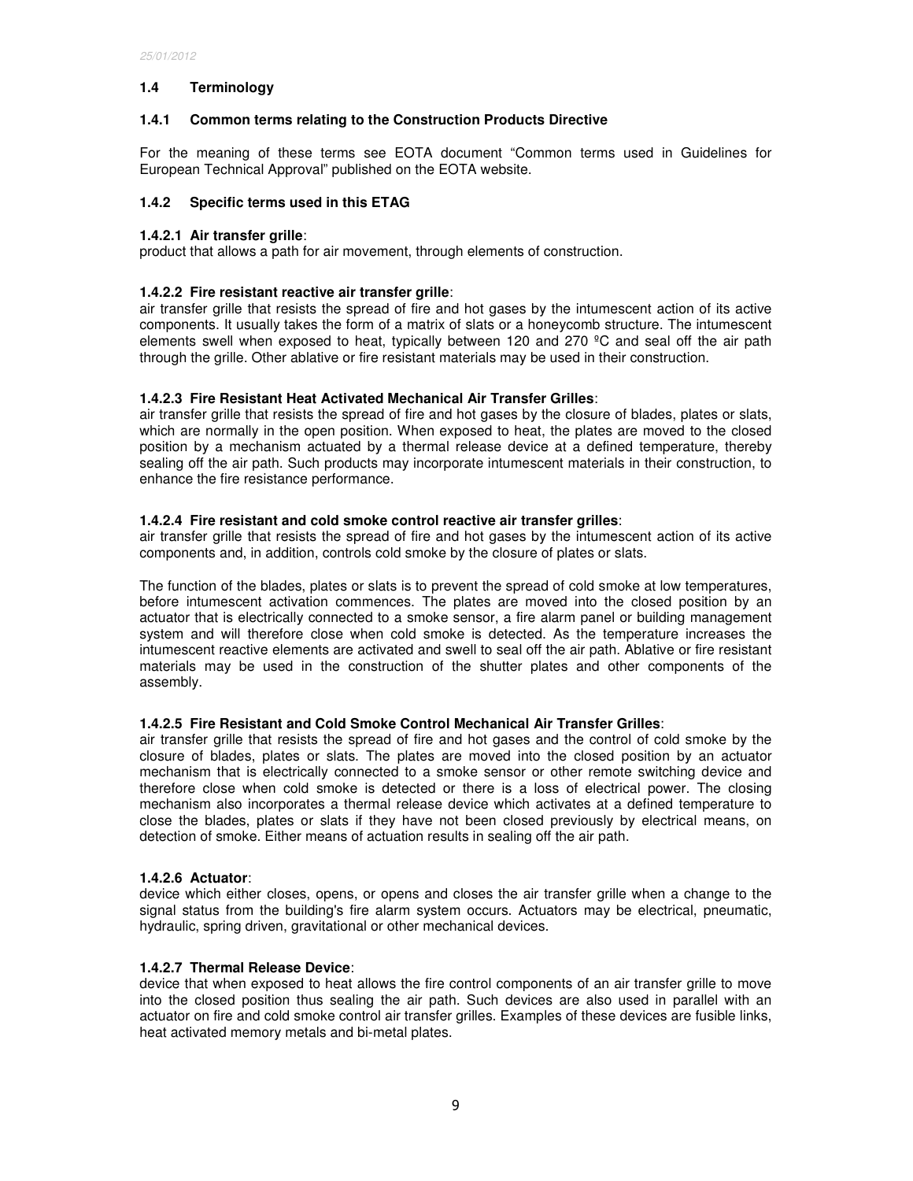## 1.4 Terminology

### 1.4.1 Common terms relating to the Construction Products Directive

For the meaning of these terms see EOTA document "Common terms used in Guidelines for European Technical Approval" published on the EOTA website.

### 1.4.2 Specific terms used in this ETAG

**1.4.2.1 Air transfer grille**:
product that allows a path for air movement, through elements of construction.

**1.4.2.2 Fire resistant reactive air transfer grille**:
air transfer grille that resists the spread of fire and hot gases by the intumescent action of its active components. It usually takes the form of a matrix of slats or a honeycomb structure. The intumescent elements swell when exposed to heat, typically between 120 and 270 ºC and seal off the air path through the grille. Other ablative or fire resistant materials may be used in their construction.

**1.4.2.3 Fire Resistant Heat Activated Mechanical Air Transfer Grilles**:
air transfer grille that resists the spread of fire and hot gases by the closure of blades, plates or slats, which are normally in the open position. When exposed to heat, the plates are moved to the closed position by a mechanism actuated by a thermal release device at a defined temperature, thereby sealing off the air path. Such products may incorporate intumescent materials in their construction, to enhance the fire resistance performance.

**1.4.2.4 Fire resistant and cold smoke control reactive air transfer grilles**:
air transfer grille that resists the spread of fire and hot gases by the intumescent action of its active components and, in addition, controls cold smoke by the closure of plates or slats.

The function of the blades, plates or slats is to prevent the spread of cold smoke at low temperatures, before intumescent activation commences. The plates are moved into the closed position by an actuator that is electrically connected to a smoke sensor, a fire alarm panel or building management system and will therefore close when cold smoke is detected. As the temperature increases the intumescent reactive elements are activated and swell to seal off the air path. Ablative or fire resistant materials may be used in the construction of the shutter plates and other components of the assembly.

**1.4.2.5 Fire Resistant and Cold Smoke Control Mechanical Air Transfer Grilles**:
air transfer grille that resists the spread of fire and hot gases and the control of cold smoke by the closure of blades, plates or slats. The plates are moved into the closed position by an actuator mechanism that is electrically connected to a smoke sensor or other remote switching device and therefore close when cold smoke is detected or there is a loss of electrical power. The closing mechanism also incorporates a thermal release device which activates at a defined temperature to close the blades, plates or slats if they have not been closed previously by electrical means, on detection of smoke. Either means of actuation results in sealing off the air path.

**1.4.2.6 Actuator**:
device which either closes, opens, or opens and closes the air transfer grille when a change to the signal status from the building's fire alarm system occurs. Actuators may be electrical, pneumatic, hydraulic, spring driven, gravitational or other mechanical devices.

**1.4.2.7 Thermal Release Device**:
device that when exposed to heat allows the fire control components of an air transfer grille to move into the closed position thus sealing the air path. Such devices are also used in parallel with an actuator on fire and cold smoke control air transfer grilles. Examples of these devices are fusible links, heat activated memory metals and bi-metal plates.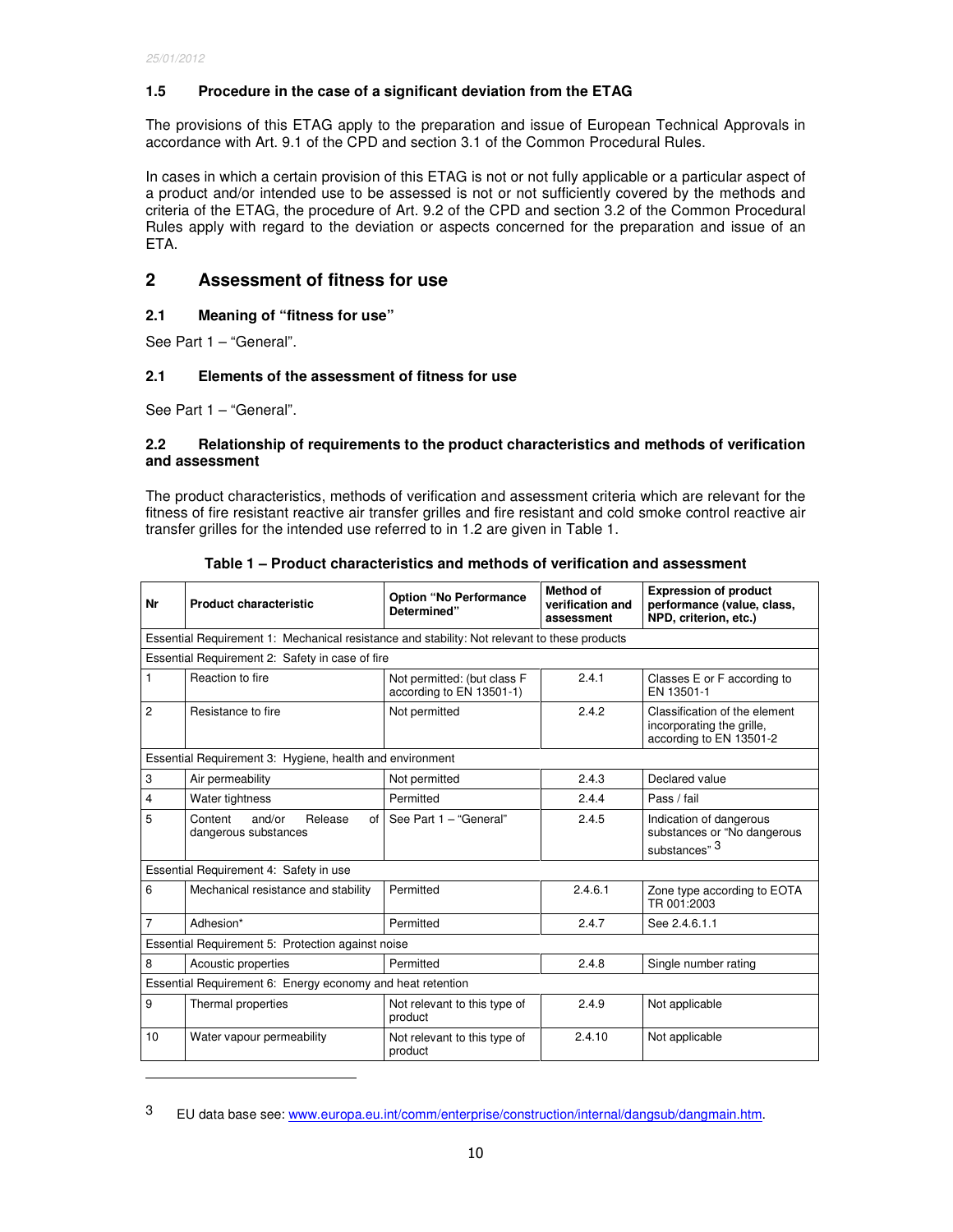### 1.5 Procedure in the case of a significant deviation from the ETAG

The provisions of this ETAG apply to the preparation and issue of European Technical Approvals in accordance with Art. 9.1 of the CPD and section 3.1 of the Common Procedural Rules.

In cases in which a certain provision of this ETAG is not or not fully applicable or a particular aspect of a product and/or intended use to be assessed is not or not sufficiently covered by the methods and criteria of the ETAG, the procedure of Art. 9.2 of the CPD and section 3.2 of the Common Procedural Rules apply with regard to the deviation or aspects concerned for the preparation and issue of an ETA.

## 2 Assessment of fitness for use

### 2.1 Meaning of "fitness for use"

See Part 1 – "General".

### 2.1 Elements of the assessment of fitness for use

See Part 1 – "General".

### 2.2 Relationship of requirements to the product characteristics and methods of verification and assessment

The product characteristics, methods of verification and assessment criteria which are relevant for the fitness of fire resistant reactive air transfer grilles and fire resistant and cold smoke control reactive air transfer grilles for the intended use referred to in 1.2 are given in Table 1.

**Table 1 – Product characteristics and methods of verification and assessment**

| Nr | Product characteristic | Option "No Performance Determined" | Method of verification and assessment | Expression of product performance (value, class, NPD, criterion, etc.) |
|---|---|---|---|---|
| Essential Requirement 1: Mechanical resistance and stability: Not relevant to these products | | | | |
| Essential Requirement 2: Safety in case of fire | | | | |
| 1 | Reaction to fire | Not permitted: (but class F according to EN 13501-1) | 2.4.1 | Classes E or F according to EN 13501-1 |
| 2 | Resistance to fire | Not permitted | 2.4.2 | Classification of the element incorporating the grille, according to EN 13501-2 |
| Essential Requirement 3: Hygiene, health and environment | | | | |
| 3 | Air permeability | Not permitted | 2.4.3 | Declared value |
| 4 | Water tightness | Permitted | 2.4.4 | Pass / fail |
| 5 | Content and/or Release of dangerous substances | See Part 1 – "General" | 2.4.5 | Indication of dangerous substances or "No dangerous substances" [3] |
| Essential Requirement 4: Safety in use | | | | |
| 6 | Mechanical resistance and stability | Permitted | 2.4.6.1 | Zone type according to EOTA TR 001:2003 |
| 7 | Adhesion* | Permitted | 2.4.7 | See 2.4.6.1.1 |
| Essential Requirement 5: Protection against noise | | | | |
| 8 | Acoustic properties | Permitted | 2.4.8 | Single number rating |
| Essential Requirement 6: Energy economy and heat retention | | | | |
| 9 | Thermal properties | Not relevant to this type of product | 2.4.9 | Not applicable |
| 10 | Water vapour permeability | Not relevant to this type of product | 2.4.10 | Not applicable |

---

3 EU data base see: www.europa.eu.int/comm/enterprise/construction/internal/dangsub/dangmain.htm.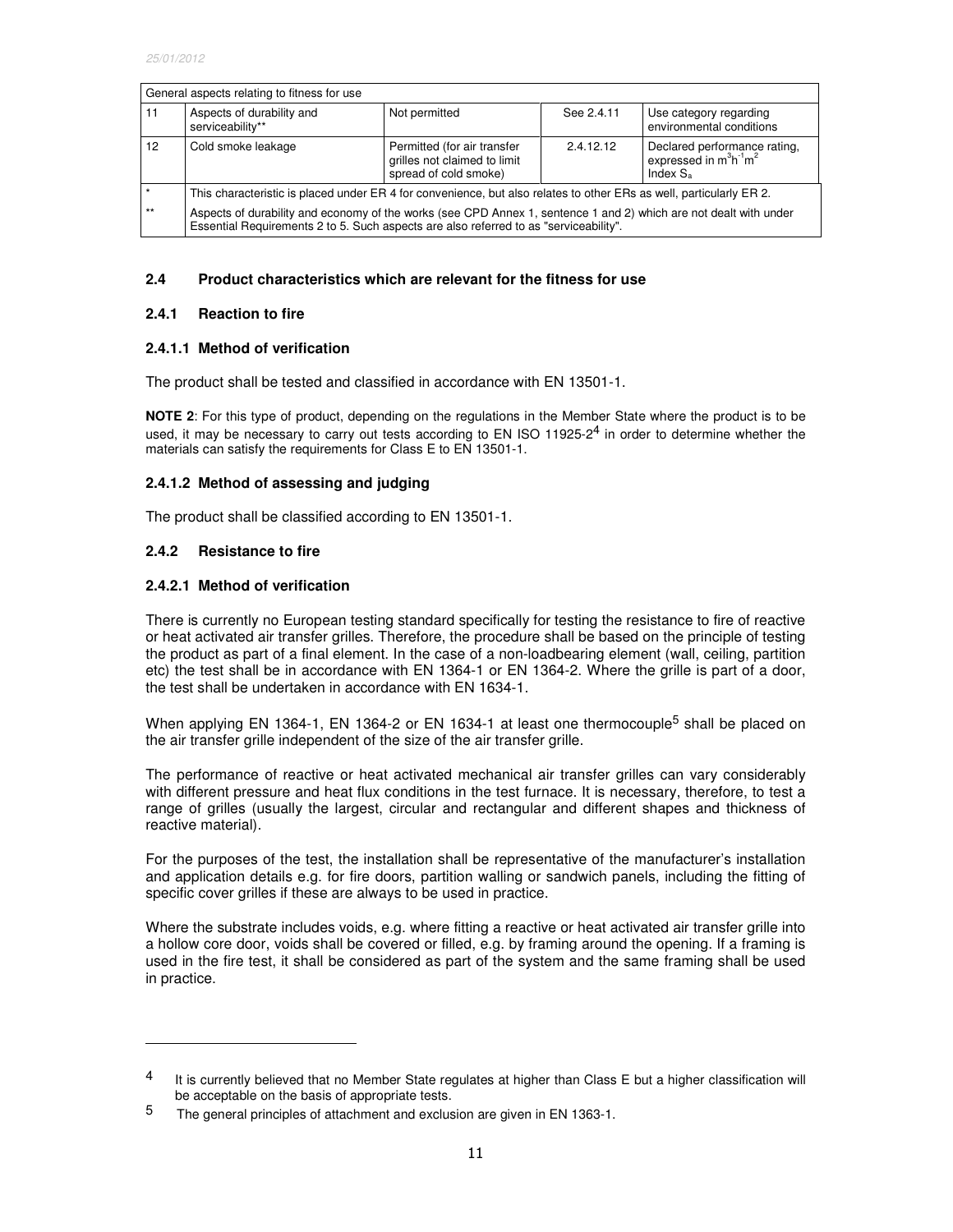| General aspects relating to fitness for use | | | | |
|---|---|---|---|---|
| 11 | Aspects of durability and serviceability** | Not permitted | See 2.4.11 | Use category regarding environmental conditions |
| 12 | Cold smoke leakage | Permitted (for air transfer grilles not claimed to limit spread of cold smoke) | 2.4.12.12 | Declared performance rating, expressed in $m^3h^{-1}m^2$ Index $S_a$ |
| * | This characteristic is placed under ER 4 for convenience, but also relates to other ERs as well, particularly ER 2. | | | |
| ** | Aspects of durability and economy of the works (see CPD Annex 1, sentence 1 and 2) which are not dealt with under Essential Requirements 2 to 5. Such aspects are also referred to as "serviceability". | | | |

## 2.4 Product characteristics which are relevant for the fitness for use

### 2.4.1 Reaction to fire

#### 2.4.1.1 Method of verification

The product shall be tested and classified in accordance with EN 13501-1.

**NOTE 2**: For this type of product, depending on the regulations in the Member State where the product is to be used, it may be necessary to carry out tests according to EN ISO 11925-2[4] in order to determine whether the materials can satisfy the requirements for Class E to EN 13501-1.

#### 2.4.1.2 Method of assessing and judging

The product shall be classified according to EN 13501-1.

### 2.4.2 Resistance to fire

#### 2.4.2.1 Method of verification

There is currently no European testing standard specifically for testing the resistance to fire of reactive or heat activated air transfer grilles. Therefore, the procedure shall be based on the principle of testing the product as part of a final element. In the case of a non-loadbearing element (wall, ceiling, partition etc) the test shall be in accordance with EN 1364-1 or EN 1364-2. Where the grille is part of a door, the test shall be undertaken in accordance with EN 1634-1.

When applying EN 1364-1, EN 1364-2 or EN 1634-1 at least one thermocouple[5] shall be placed on the air transfer grille independent of the size of the air transfer grille.

The performance of reactive or heat activated mechanical air transfer grilles can vary considerably with different pressure and heat flux conditions in the test furnace. It is necessary, therefore, to test a range of grilles (usually the largest, circular and rectangular and different shapes and thickness of reactive material).

For the purposes of the test, the installation shall be representative of the manufacturer's installation and application details e.g. for fire doors, partition walling or sandwich panels, including the fitting of specific cover grilles if these are always to be used in practice.

Where the substrate includes voids, e.g. where fitting a reactive or heat activated air transfer grille into a hollow core door, voids shall be covered or filled, e.g. by framing around the opening. If a framing is used in the fire test, it shall be considered as part of the system and the same framing shall be used in practice.

---

[4] It is currently believed that no Member State regulates at higher than Class E but a higher classification will be acceptable on the basis of appropriate tests.

[5] The general principles of attachment and exclusion are given in EN 1363-1.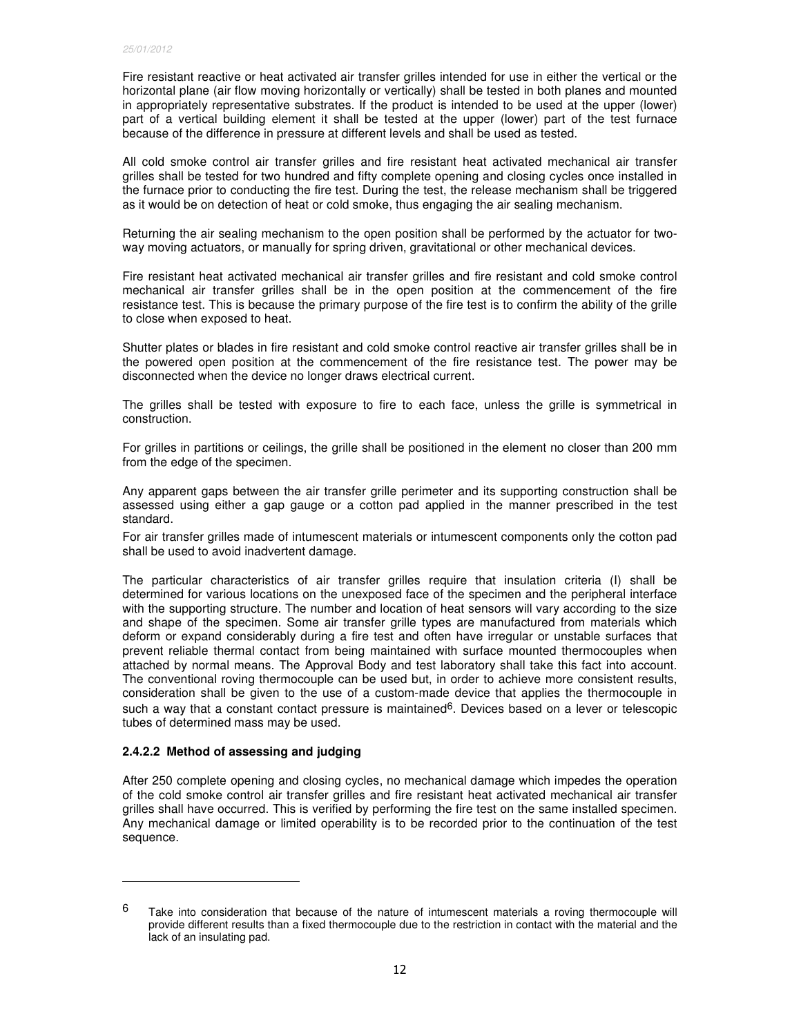Fire resistant reactive or heat activated air transfer grilles intended for use in either the vertical or the horizontal plane (air flow moving horizontally or vertically) shall be tested in both planes and mounted in appropriately representative substrates. If the product is intended to be used at the upper (lower) part of a vertical building element it shall be tested at the upper (lower) part of the test furnace because of the difference in pressure at different levels and shall be used as tested.

All cold smoke control air transfer grilles and fire resistant heat activated mechanical air transfer grilles shall be tested for two hundred and fifty complete opening and closing cycles once installed in the furnace prior to conducting the fire test. During the test, the release mechanism shall be triggered as it would be on detection of heat or cold smoke, thus engaging the air sealing mechanism.

Returning the air sealing mechanism to the open position shall be performed by the actuator for two-way moving actuators, or manually for spring driven, gravitational or other mechanical devices.

Fire resistant heat activated mechanical air transfer grilles and fire resistant and cold smoke control mechanical air transfer grilles shall be in the open position at the commencement of the fire resistance test. This is because the primary purpose of the fire test is to confirm the ability of the grille to close when exposed to heat.

Shutter plates or blades in fire resistant and cold smoke control reactive air transfer grilles shall be in the powered open position at the commencement of the fire resistance test. The power may be disconnected when the device no longer draws electrical current.

The grilles shall be tested with exposure to fire to each face, unless the grille is symmetrical in construction.

For grilles in partitions or ceilings, the grille shall be positioned in the element no closer than 200 mm from the edge of the specimen.

Any apparent gaps between the air transfer grille perimeter and its supporting construction shall be assessed using either a gap gauge or a cotton pad applied in the manner prescribed in the test standard.

For air transfer grilles made of intumescent materials or intumescent components only the cotton pad shall be used to avoid inadvertent damage.

The particular characteristics of air transfer grilles require that insulation criteria (I) shall be determined for various locations on the unexposed face of the specimen and the peripheral interface with the supporting structure. The number and location of heat sensors will vary according to the size and shape of the specimen. Some air transfer grille types are manufactured from materials which deform or expand considerably during a fire test and often have irregular or unstable surfaces that prevent reliable thermal contact from being maintained with surface mounted thermocouples when attached by normal means. The Approval Body and test laboratory shall take this fact into account. The conventional roving thermocouple can be used but, in order to achieve more consistent results, consideration shall be given to the use of a custom-made device that applies the thermocouple in such a way that a constant contact pressure is maintained[6]. Devices based on a lever or telescopic tubes of determined mass may be used.

#### 2.4.2.2 Method of assessing and judging

After 250 complete opening and closing cycles, no mechanical damage which impedes the operation of the cold smoke control air transfer grilles and fire resistant heat activated mechanical air transfer grilles shall have occurred. This is verified by performing the fire test on the same installed specimen. Any mechanical damage or limited operability is to be recorded prior to the continuation of the test sequence.

---

[6] Take into consideration that because of the nature of intumescent materials a roving thermocouple will provide different results than a fixed thermocouple due to the restriction in contact with the material and the lack of an insulating pad.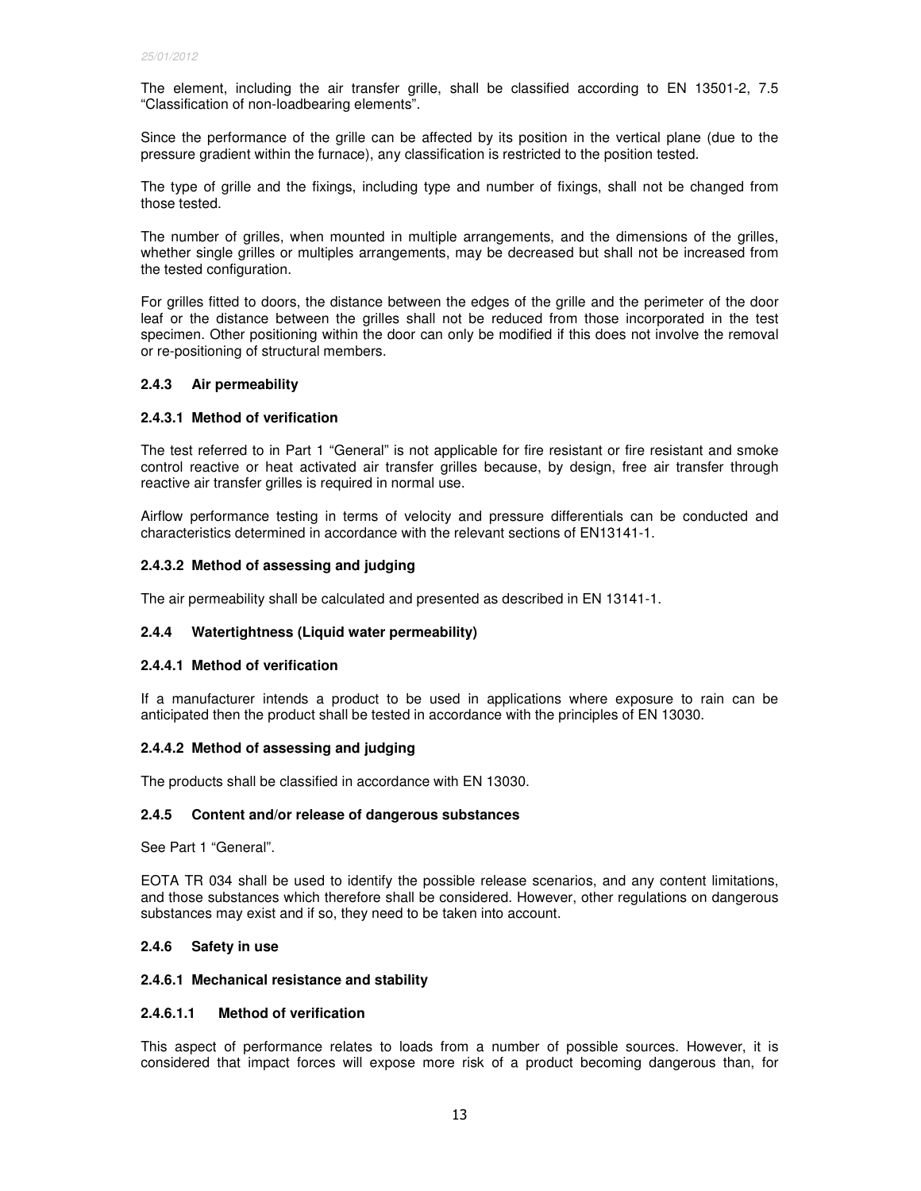The element, including the air transfer grille, shall be classified according to EN 13501-2, 7.5 "Classification of non-loadbearing elements".

Since the performance of the grille can be affected by its position in the vertical plane (due to the pressure gradient within the furnace), any classification is restricted to the position tested.

The type of grille and the fixings, including type and number of fixings, shall not be changed from those tested.

The number of grilles, when mounted in multiple arrangements, and the dimensions of the grilles, whether single grilles or multiples arrangements, may be decreased but shall not be increased from the tested configuration.

For grilles fitted to doors, the distance between the edges of the grille and the perimeter of the door leaf or the distance between the grilles shall not be reduced from those incorporated in the test specimen. Other positioning within the door can only be modified if this does not involve the removal or re-positioning of structural members.

### 2.4.3 Air permeability

#### 2.4.3.1 Method of verification

The test referred to in Part 1 "General" is not applicable for fire resistant or fire resistant and smoke control reactive or heat activated air transfer grilles because, by design, free air transfer through reactive air transfer grilles is required in normal use.

Airflow performance testing in terms of velocity and pressure differentials can be conducted and characteristics determined in accordance with the relevant sections of EN13141-1.

#### 2.4.3.2 Method of assessing and judging

The air permeability shall be calculated and presented as described in EN 13141-1.

### 2.4.4 Watertightness (Liquid water permeability)

#### 2.4.4.1 Method of verification

If a manufacturer intends a product to be used in applications where exposure to rain can be anticipated then the product shall be tested in accordance with the principles of EN 13030.

#### 2.4.4.2 Method of assessing and judging

The products shall be classified in accordance with EN 13030.

### 2.4.5 Content and/or release of dangerous substances

See Part 1 "General".

EOTA TR 034 shall be used to identify the possible release scenarios, and any content limitations, and those substances which therefore shall be considered. However, other regulations on dangerous substances may exist and if so, they need to be taken into account.

### 2.4.6 Safety in use

#### 2.4.6.1 Mechanical resistance and stability

##### 2.4.6.1.1 Method of verification

This aspect of performance relates to loads from a number of possible sources. However, it is considered that impact forces will expose more risk of a product becoming dangerous than, for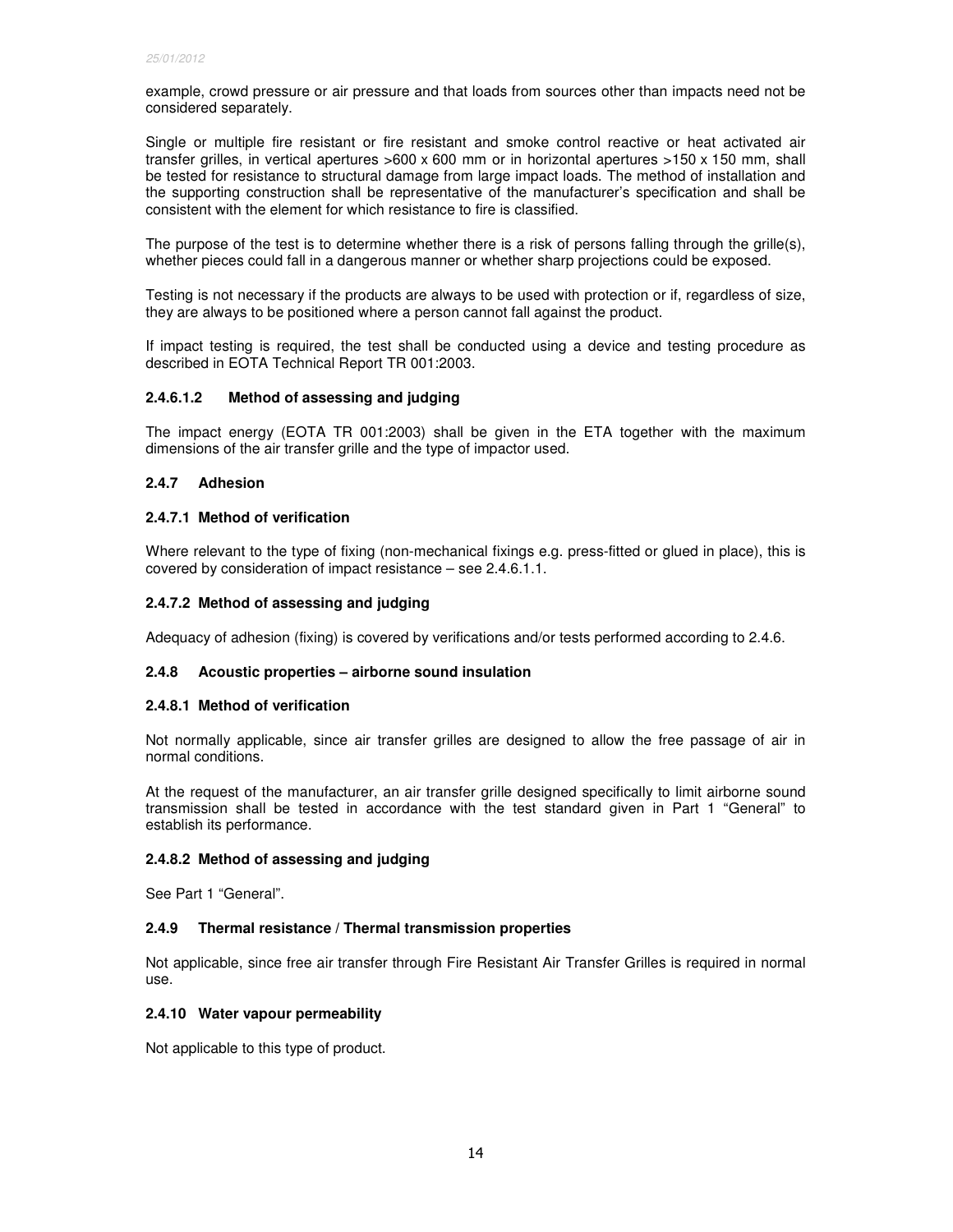example, crowd pressure or air pressure and that loads from sources other than impacts need not be considered separately.

Single or multiple fire resistant or fire resistant and smoke control reactive or heat activated air transfer grilles, in vertical apertures >600 x 600 mm or in horizontal apertures >150 x 150 mm, shall be tested for resistance to structural damage from large impact loads. The method of installation and the supporting construction shall be representative of the manufacturer's specification and shall be consistent with the element for which resistance to fire is classified.

The purpose of the test is to determine whether there is a risk of persons falling through the grille(s), whether pieces could fall in a dangerous manner or whether sharp projections could be exposed.

Testing is not necessary if the products are always to be used with protection or if, regardless of size, they are always to be positioned where a person cannot fall against the product.

If impact testing is required, the test shall be conducted using a device and testing procedure as described in EOTA Technical Report TR 001:2003.

#### 2.4.6.1.2 Method of assessing and judging

The impact energy (EOTA TR 001:2003) shall be given in the ETA together with the maximum dimensions of the air transfer grille and the type of impactor used.

### 2.4.7 Adhesion

#### 2.4.7.1 Method of verification

Where relevant to the type of fixing (non-mechanical fixings e.g. press-fitted or glued in place), this is covered by consideration of impact resistance – see 2.4.6.1.1.

#### 2.4.7.2 Method of assessing and judging

Adequacy of adhesion (fixing) is covered by verifications and/or tests performed according to 2.4.6.

### 2.4.8 Acoustic properties – airborne sound insulation

#### 2.4.8.1 Method of verification

Not normally applicable, since air transfer grilles are designed to allow the free passage of air in normal conditions.

At the request of the manufacturer, an air transfer grille designed specifically to limit airborne sound transmission shall be tested in accordance with the test standard given in Part 1 "General" to establish its performance.

#### 2.4.8.2 Method of assessing and judging

See Part 1 "General".

### 2.4.9 Thermal resistance / Thermal transmission properties

Not applicable, since free air transfer through Fire Resistant Air Transfer Grilles is required in normal use.

### 2.4.10 Water vapour permeability

Not applicable to this type of product.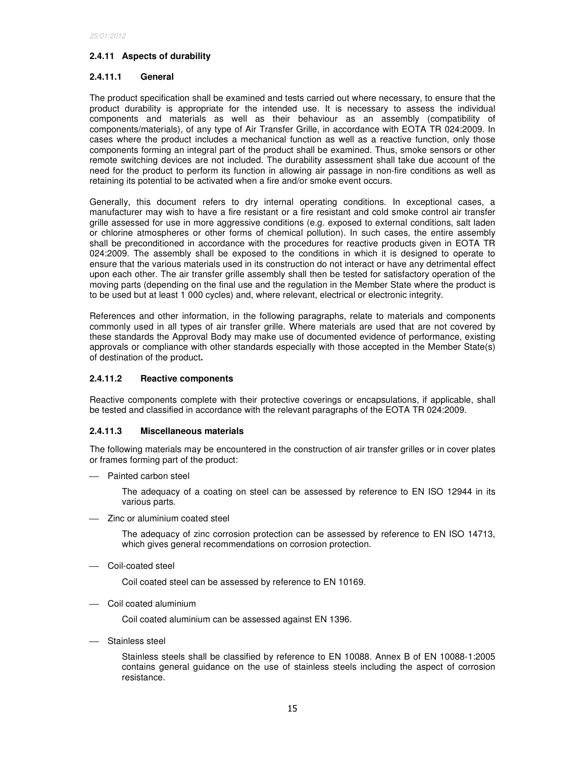### 2.4.11 Aspects of durability

#### 2.4.11.1 General

The product specification shall be examined and tests carried out where necessary, to ensure that the product durability is appropriate for the intended use. It is necessary to assess the individual components and materials as well as their behaviour as an assembly (compatibility of components/materials), of any type of Air Transfer Grille, in accordance with EOTA TR 024:2009. In cases where the product includes a mechanical function as well as a reactive function, only those components forming an integral part of the product shall be examined. Thus, smoke sensors or other remote switching devices are not included. The durability assessment shall take due account of the need for the product to perform its function in allowing air passage in non-fire conditions as well as retaining its potential to be activated when a fire and/or smoke event occurs.

Generally, this document refers to dry internal operating conditions. In exceptional cases, a manufacturer may wish to have a fire resistant or a fire resistant and cold smoke control air transfer grille assessed for use in more aggressive conditions (e.g. exposed to external conditions, salt laden or chlorine atmospheres or other forms of chemical pollution). In such cases, the entire assembly shall be preconditioned in accordance with the procedures for reactive products given in EOTA TR 024:2009. The assembly shall be exposed to the conditions in which it is designed to operate to ensure that the various materials used in its construction do not interact or have any detrimental effect upon each other. The air transfer grille assembly shall then be tested for satisfactory operation of the moving parts (depending on the final use and the regulation in the Member State where the product is to be used but at least 1 000 cycles) and, where relevant, electrical or electronic integrity.

References and other information, in the following paragraphs, relate to materials and components commonly used in all types of air transfer grille. Where materials are used that are not covered by these standards the Approval Body may make use of documented evidence of performance, existing approvals or compliance with other standards especially with those accepted in the Member State(s) of destination of the product**.**

#### 2.4.11.2 Reactive components

Reactive components complete with their protective coverings or encapsulations, if applicable, shall be tested and classified in accordance with the relevant paragraphs of the EOTA TR 024:2009.

#### 2.4.11.3 Miscellaneous materials

The following materials may be encountered in the construction of air transfer grilles or in cover plates or frames forming part of the product:

- Painted carbon steel

  The adequacy of a coating on steel can be assessed by reference to EN ISO 12944 in its various parts.

- Zinc or aluminium coated steel

  The adequacy of zinc corrosion protection can be assessed by reference to EN ISO 14713, which gives general recommendations on corrosion protection.

- Coil-coated steel

  Coil coated steel can be assessed by reference to EN 10169.

- Coil coated aluminium

  Coil coated aluminium can be assessed against EN 1396.

- Stainless steel

  Stainless steels shall be classified by reference to EN 10088. Annex B of EN 10088-1:2005 contains general guidance on the use of stainless steels including the aspect of corrosion resistance.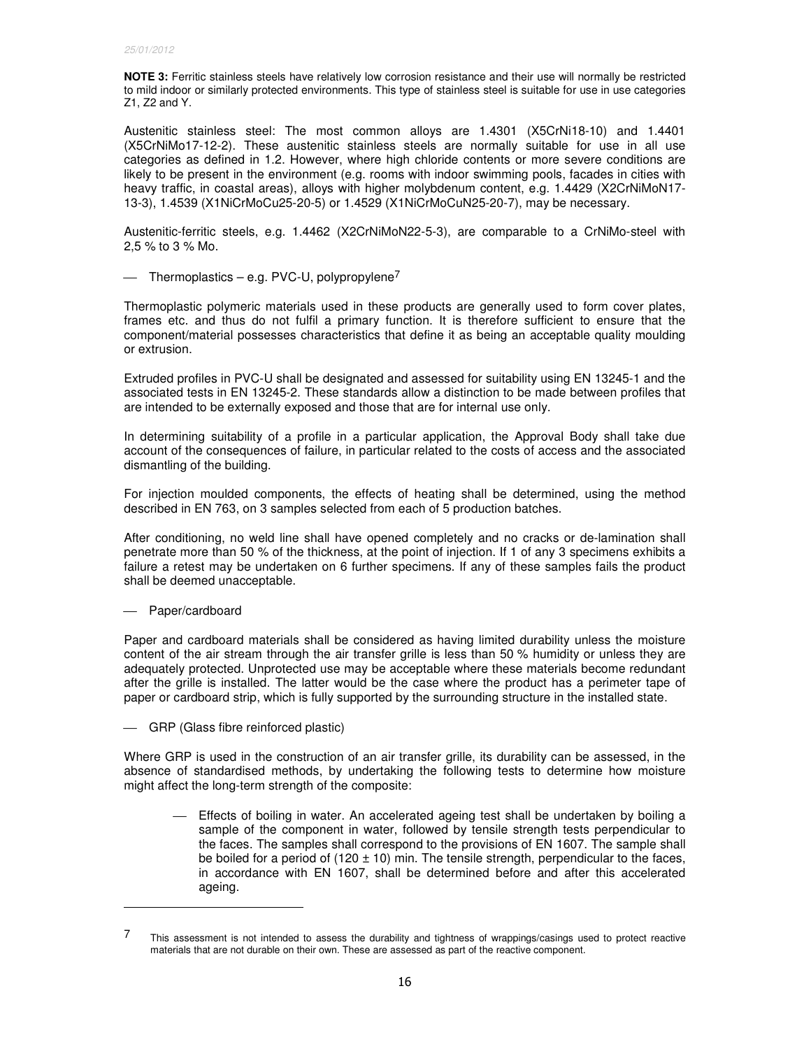**NOTE 3:** Ferritic stainless steels have relatively low corrosion resistance and their use will normally be restricted to mild indoor or similarly protected environments. This type of stainless steel is suitable for use in use categories Z1, Z2 and Y.

Austenitic stainless steel: The most common alloys are 1.4301 (X5CrNi18-10) and 1.4401 (X5CrNiMo17-12-2). These austenitic stainless steels are normally suitable for use in all use categories as defined in 1.2. However, where high chloride contents or more severe conditions are likely to be present in the environment (e.g. rooms with indoor swimming pools, facades in cities with heavy traffic, in coastal areas), alloys with higher molybdenum content, e.g. 1.4429 (X2CrNiMoN17-13-3), 1.4539 (X1NiCrMoCu25-20-5) or 1.4529 (X1NiCrMoCuN25-20-7), may be necessary.

Austenitic-ferritic steels, e.g. 1.4462 (X2CrNiMoN22-5-3), are comparable to a CrNiMo-steel with 2,5 % to 3 % Mo.

- Thermoplastics – e.g. PVC-U, polypropylene[7]

Thermoplastic polymeric materials used in these products are generally used to form cover plates, frames etc. and thus do not fulfil a primary function. It is therefore sufficient to ensure that the component/material possesses characteristics that define it as being an acceptable quality moulding or extrusion.

Extruded profiles in PVC-U shall be designated and assessed for suitability using EN 13245-1 and the associated tests in EN 13245-2. These standards allow a distinction to be made between profiles that are intended to be externally exposed and those that are for internal use only.

In determining suitability of a profile in a particular application, the Approval Body shall take due account of the consequences of failure, in particular related to the costs of access and the associated dismantling of the building.

For injection moulded components, the effects of heating shall be determined, using the method described in EN 763, on 3 samples selected from each of 5 production batches.

After conditioning, no weld line shall have opened completely and no cracks or de-lamination shall penetrate more than 50 % of the thickness, at the point of injection. If 1 of any 3 specimens exhibits a failure a retest may be undertaken on 6 further specimens. If any of these samples fails the product shall be deemed unacceptable.

- Paper/cardboard

Paper and cardboard materials shall be considered as having limited durability unless the moisture content of the air stream through the air transfer grille is less than 50 % humidity or unless they are adequately protected. Unprotected use may be acceptable where these materials become redundant after the grille is installed. The latter would be the case where the product has a perimeter tape of paper or cardboard strip, which is fully supported by the surrounding structure in the installed state.

- GRP (Glass fibre reinforced plastic)

Where GRP is used in the construction of an air transfer grille, its durability can be assessed, in the absence of standardised methods, by undertaking the following tests to determine how moisture might affect the long-term strength of the composite:

  - Effects of boiling in water. An accelerated ageing test shall be undertaken by boiling a sample of the component in water, followed by tensile strength tests perpendicular to the faces. The samples shall correspond to the provisions of EN 1607. The sample shall be boiled for a period of (120 ± 10) min. The tensile strength, perpendicular to the faces, in accordance with EN 1607, shall be determined before and after this accelerated ageing.

---

[7] This assessment is not intended to assess the durability and tightness of wrappings/casings used to protect reactive materials that are not durable on their own. These are assessed as part of the reactive component.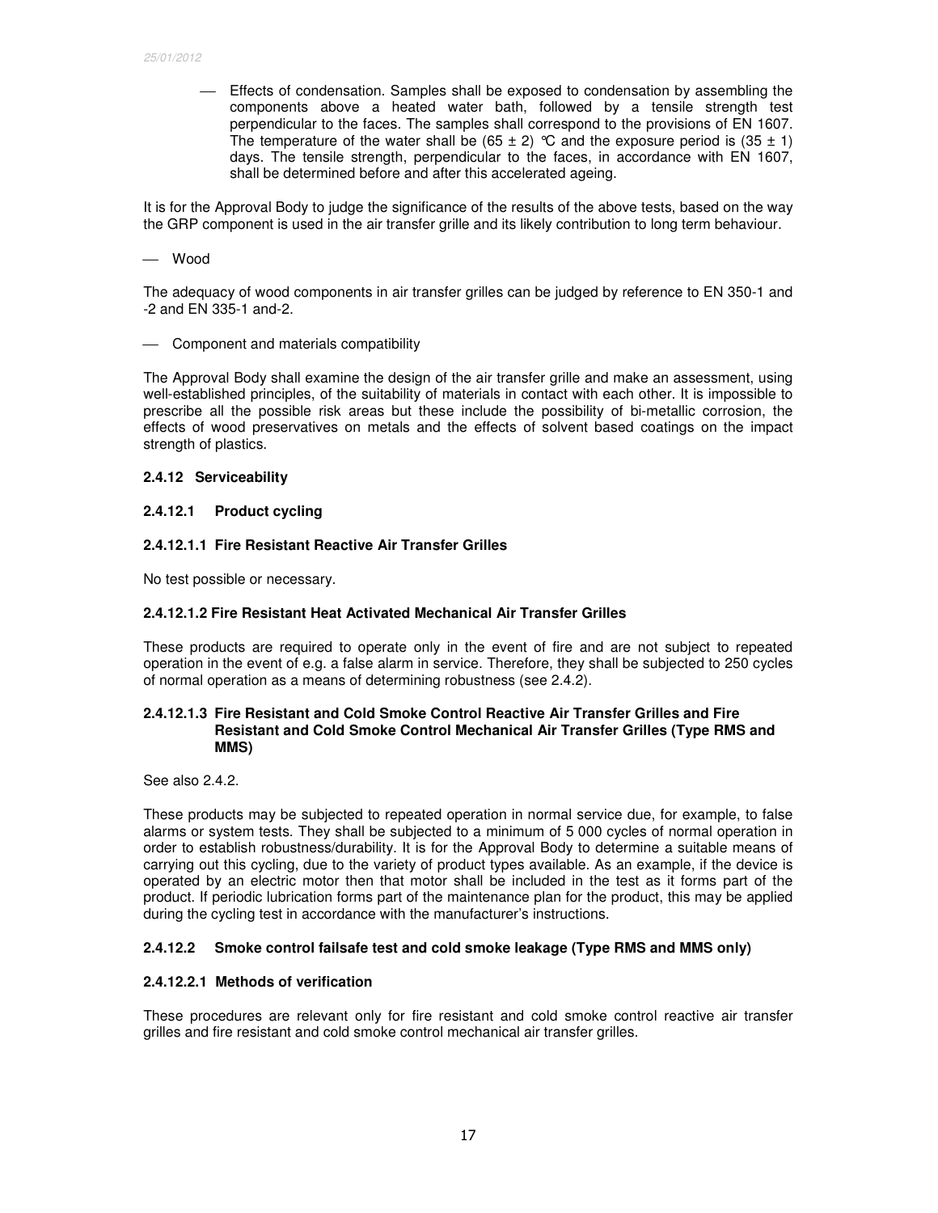- Effects of condensation. Samples shall be exposed to condensation by assembling the components above a heated water bath, followed by a tensile strength test perpendicular to the faces. The samples shall correspond to the provisions of EN 1607. The temperature of the water shall be $(65 \pm 2)$ °C and the exposure period is $(35 \pm 1)$ days. The tensile strength, perpendicular to the faces, in accordance with EN 1607, shall be determined before and after this accelerated ageing.

It is for the Approval Body to judge the significance of the results of the above tests, based on the way the GRP component is used in the air transfer grille and its likely contribution to long term behaviour.

- Wood

The adequacy of wood components in air transfer grilles can be judged by reference to EN 350-1 and -2 and EN 335-1 and-2.

- Component and materials compatibility

The Approval Body shall examine the design of the air transfer grille and make an assessment, using well-established principles, of the suitability of materials in contact with each other. It is impossible to prescribe all the possible risk areas but these include the possibility of bi-metallic corrosion, the effects of wood preservatives on metals and the effects of solvent based coatings on the impact strength of plastics.

#### 2.4.12 Serviceability

##### 2.4.12.1 Product cycling

###### 2.4.12.1.1 Fire Resistant Reactive Air Transfer Grilles

No test possible or necessary.

###### 2.4.12.1.2 Fire Resistant Heat Activated Mechanical Air Transfer Grilles

These products are required to operate only in the event of fire and are not subject to repeated operation in the event of e.g. a false alarm in service. Therefore, they shall be subjected to 250 cycles of normal operation as a means of determining robustness (see 2.4.2).

###### 2.4.12.1.3 Fire Resistant and Cold Smoke Control Reactive Air Transfer Grilles and Fire Resistant and Cold Smoke Control Mechanical Air Transfer Grilles (Type RMS and MMS)

See also 2.4.2.

These products may be subjected to repeated operation in normal service due, for example, to false alarms or system tests. They shall be subjected to a minimum of 5 000 cycles of normal operation in order to establish robustness/durability. It is for the Approval Body to determine a suitable means of carrying out this cycling, due to the variety of product types available. As an example, if the device is operated by an electric motor then that motor shall be included in the test as it forms part of the product. If periodic lubrication forms part of the maintenance plan for the product, this may be applied during the cycling test in accordance with the manufacturer's instructions.

##### 2.4.12.2 Smoke control failsafe test and cold smoke leakage (Type RMS and MMS only)

###### 2.4.12.2.1 Methods of verification

These procedures are relevant only for fire resistant and cold smoke control reactive air transfer grilles and fire resistant and cold smoke control mechanical air transfer grilles.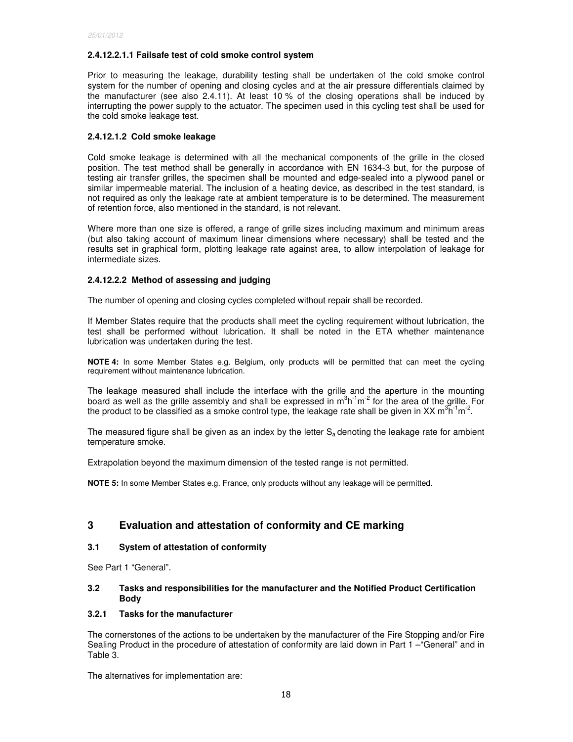#### 2.4.12.2.1.1 Failsafe test of cold smoke control system

Prior to measuring the leakage, durability testing shall be undertaken of the cold smoke control system for the number of opening and closing cycles and at the air pressure differentials claimed by the manufacturer (see also 2.4.11). At least 10 % of the closing operations shall be induced by interrupting the power supply to the actuator. The specimen used in this cycling test shall be used for the cold smoke leakage test.

#### 2.4.12.1.2 Cold smoke leakage

Cold smoke leakage is determined with all the mechanical components of the grille in the closed position. The test method shall be generally in accordance with EN 1634-3 but, for the purpose of testing air transfer grilles, the specimen shall be mounted and edge-sealed into a plywood panel or similar impermeable material. The inclusion of a heating device, as described in the test standard, is not required as only the leakage rate at ambient temperature is to be determined. The measurement of retention force, also mentioned in the standard, is not relevant.

Where more than one size is offered, a range of grille sizes including maximum and minimum areas (but also taking account of maximum linear dimensions where necessary) shall be tested and the results set in graphical form, plotting leakage rate against area, to allow interpolation of leakage for intermediate sizes.

#### 2.4.12.2.2 Method of assessing and judging

The number of opening and closing cycles completed without repair shall be recorded.

If Member States require that the products shall meet the cycling requirement without lubrication, the test shall be performed without lubrication. It shall be noted in the ETA whether maintenance lubrication was undertaken during the test.

**NOTE 4:** In some Member States e.g. Belgium, only products will be permitted that can meet the cycling requirement without maintenance lubrication.

The leakage measured shall include the interface with the grille and the aperture in the mounting board as well as the grille assembly and shall be expressed in $m^3h^{-1}m^{-2}$ for the area of the grille. For the product to be classified as a smoke control type, the leakage rate shall be given in XX $m^3h^{-1}m^{-2}$.

The measured figure shall be given as an index by the letter $S_a$ denoting the leakage rate for ambient temperature smoke.

Extrapolation beyond the maximum dimension of the tested range is not permitted.

**NOTE 5:** In some Member States e.g. France, only products without any leakage will be permitted.

## 3 Evaluation and attestation of conformity and CE marking

### 3.1 System of attestation of conformity

See Part 1 "General".

### 3.2 Tasks and responsibilities for the manufacturer and the Notified Product Certification Body

#### 3.2.1 Tasks for the manufacturer

The cornerstones of the actions to be undertaken by the manufacturer of the Fire Stopping and/or Fire Sealing Product in the procedure of attestation of conformity are laid down in Part 1 –"General" and in Table 3.

The alternatives for implementation are: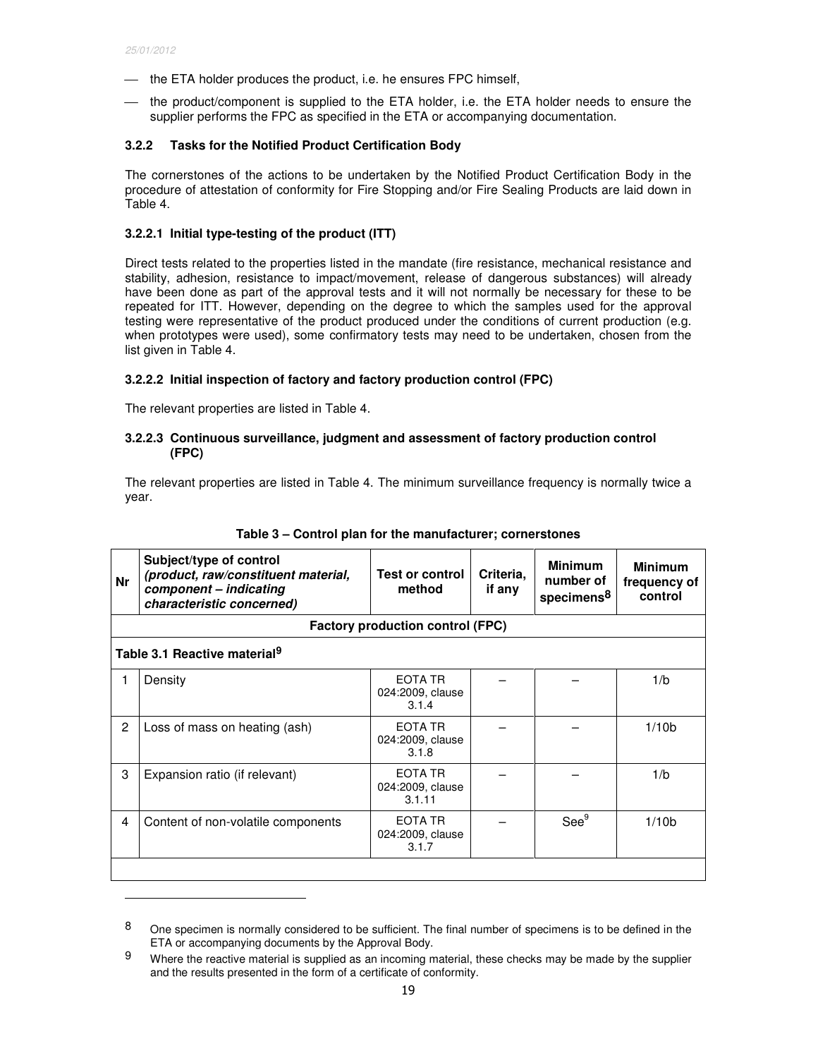- the ETA holder produces the product, i.e. he ensures FPC himself,
- the product/component is supplied to the ETA holder, i.e. the ETA holder needs to ensure the supplier performs the FPC as specified in the ETA or accompanying documentation.

### 3.2.2 Tasks for the Notified Product Certification Body

The cornerstones of the actions to be undertaken by the Notified Product Certification Body in the procedure of attestation of conformity for Fire Stopping and/or Fire Sealing Products are laid down in Table 4.

#### 3.2.2.1 Initial type-testing of the product (ITT)

Direct tests related to the properties listed in the mandate (fire resistance, mechanical resistance and stability, adhesion, resistance to impact/movement, release of dangerous substances) will already have been done as part of the approval tests and it will not normally be necessary for these to be repeated for ITT. However, depending on the degree to which the samples used for the approval testing were representative of the product produced under the conditions of current production (e.g. when prototypes were used), some confirmatory tests may need to be undertaken, chosen from the list given in Table 4.

#### 3.2.2.2 Initial inspection of factory and factory production control (FPC)

The relevant properties are listed in Table 4.

#### 3.2.2.3 Continuous surveillance, judgment and assessment of factory production control (FPC)

The relevant properties are listed in Table 4. The minimum surveillance frequency is normally twice a year.

**Table 3 – Control plan for the manufacturer; cornerstones**

| Nr | Subject/type of control *(product, raw/constituent material, component – indicating characteristic concerned)* | Test or control method | Criteria, if any | Minimum number of specimens[8] | Minimum frequency of control |
|---|---|---|---|---|---|
| **Factory production control (FPC)** | | | | | |
| **Table 3.1 Reactive material[9]** | | | | | |
| 1 | Density | EOTA TR 024:2009, clause 3.1.4 | – | – | 1/b |
| 2 | Loss of mass on heating (ash) | EOTA TR 024:2009, clause 3.1.8 | – | – | 1/10b |
| 3 | Expansion ratio (if relevant) | EOTA TR 024:2009, clause 3.1.11 | – | – | 1/b |
| 4 | Content of non-volatile components | EOTA TR 024:2009, clause 3.1.7 | – | See[9] | 1/10b |
| | | | | | |

[8] One specimen is normally considered to be sufficient. The final number of specimens is to be defined in the ETA or accompanying documents by the Approval Body.

[9] Where the reactive material is supplied as an incoming material, these checks may be made by the supplier and the results presented in the form of a certificate of conformity.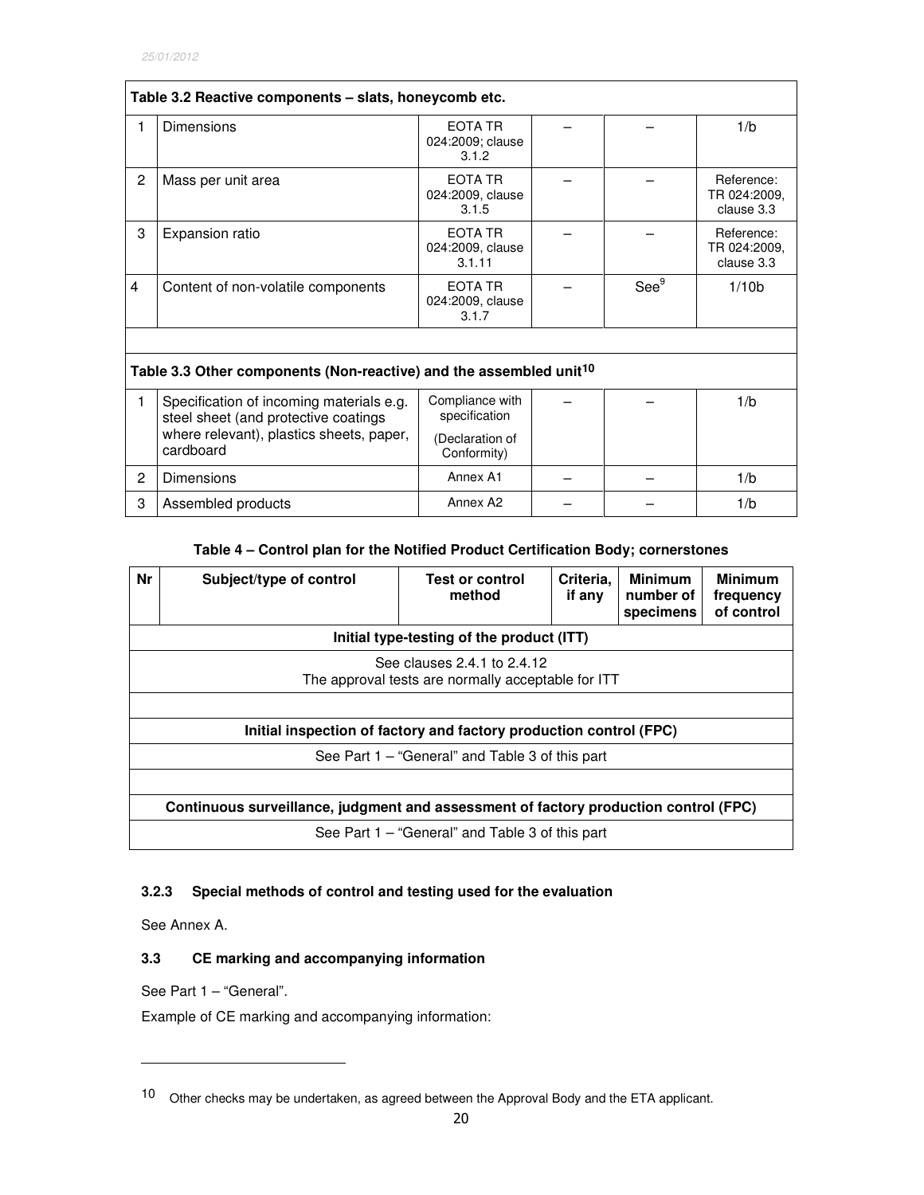| Table 3.2 Reactive components – slats, honeycomb etc. | | | | | |
|---|---|---|---|---|---|
| 1 | Dimensions | EOTA TR 024:2009; clause 3.1.2 | – | – | 1/b |
| 2 | Mass per unit area | EOTA TR 024:2009, clause 3.1.5 | – | – | Reference: TR 024:2009, clause 3.3 |
| 3 | Expansion ratio | EOTA TR 024:2009, clause 3.1.11 | – | – | Reference: TR 024:2009, clause 3.3 |
| 4 | Content of non-volatile components | EOTA TR 024:2009, clause 3.1.7 | – | See[9] | 1/10b |
| | | | | | |
| **Table 3.3 Other components (Non-reactive) and the assembled unit[10]** | | | | | |
| 1 | Specification of incoming materials e.g. steel sheet (and protective coatings where relevant), plastics sheets, paper, cardboard | Compliance with specification (Declaration of Conformity) | – | – | 1/b |
| 2 | Dimensions | Annex A1 | – | – | 1/b |
| 3 | Assembled products | Annex A2 | – | – | 1/b |

**Table 4 – Control plan for the Notified Product Certification Body; cornerstones**

| Nr | Subject/type of control | Test or control method | Criteria, if any | Minimum number of specimens | Minimum frequency of control |
|---|---|---|---|---|---|
| **Initial type-testing of the product (ITT)** | | | | | |
| See clauses 2.4.1 to 2.4.12<br>The approval tests are normally acceptable for ITT | | | | | |
| | | | | | |
| **Initial inspection of factory and factory production control (FPC)** | | | | | |
| See Part 1 – "General" and Table 3 of this part | | | | | |
| | | | | | |
| **Continuous surveillance, judgment and assessment of factory production control (FPC)** | | | | | |
| See Part 1 – "General" and Table 3 of this part | | | | | |

### 3.2.3 Special methods of control and testing used for the evaluation

See Annex A.

### 3.3 CE marking and accompanying information

See Part 1 – "General".

Example of CE marking and accompanying information:

---

[10] Other checks may be undertaken, as agreed between the Approval Body and the ETA applicant.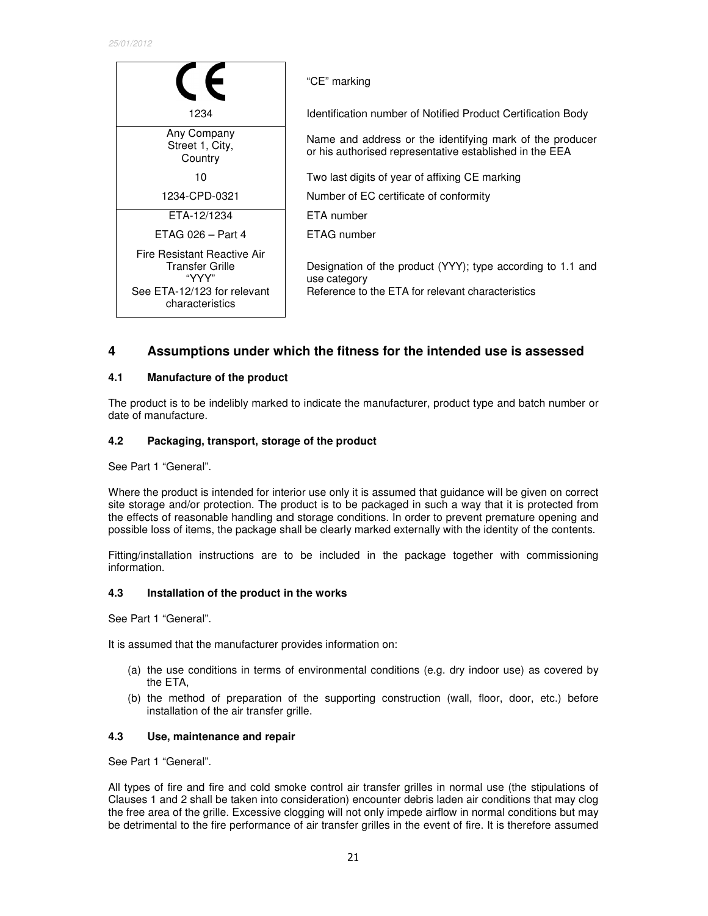| CE marking | Description |
|---|---|
| CE | "CE" marking |
| 1234 | Identification number of Notified Product Certification Body |
| Any Company<br>Street 1, City,<br>Country | Name and address or the identifying mark of the producer or his authorised representative established in the EEA |
| 10 | Two last digits of year of affixing CE marking |
| 1234-CPD-0321 | Number of EC certificate of conformity |
| ETA-12/1234 | ETA number |
| ETAG 026 – Part 4 | ETAG number |
| Fire Resistant Reactive Air Transfer Grille<br>"YYY"<br>See ETA-12/123 for relevant characteristics | Designation of the product (YYY); type according to 1.1 and use category<br>Reference to the ETA for relevant characteristics |

## 4 Assumptions under which the fitness for the intended use is assessed

### 4.1 Manufacture of the product

The product is to be indelibly marked to indicate the manufacturer, product type and batch number or date of manufacture.

### 4.2 Packaging, transport, storage of the product

See Part 1 "General".

Where the product is intended for interior use only it is assumed that guidance will be given on correct site storage and/or protection. The product is to be packaged in such a way that it is protected from the effects of reasonable handling and storage conditions. In order to prevent premature opening and possible loss of items, the package shall be clearly marked externally with the identity of the contents.

Fitting/installation instructions are to be included in the package together with commissioning information.

### 4.3 Installation of the product in the works

See Part 1 "General".

It is assumed that the manufacturer provides information on:

(a) the use conditions in terms of environmental conditions (e.g. dry indoor use) as covered by the ETA,

(b) the method of preparation of the supporting construction (wall, floor, door, etc.) before installation of the air transfer grille.

### 4.3 Use, maintenance and repair

See Part 1 "General".

All types of fire and fire and cold smoke control air transfer grilles in normal use (the stipulations of Clauses 1 and 2 shall be taken into consideration) encounter debris laden air conditions that may clog the free area of the grille. Excessive clogging will not only impede airflow in normal conditions but may be detrimental to the fire performance of air transfer grilles in the event of fire. It is therefore assumed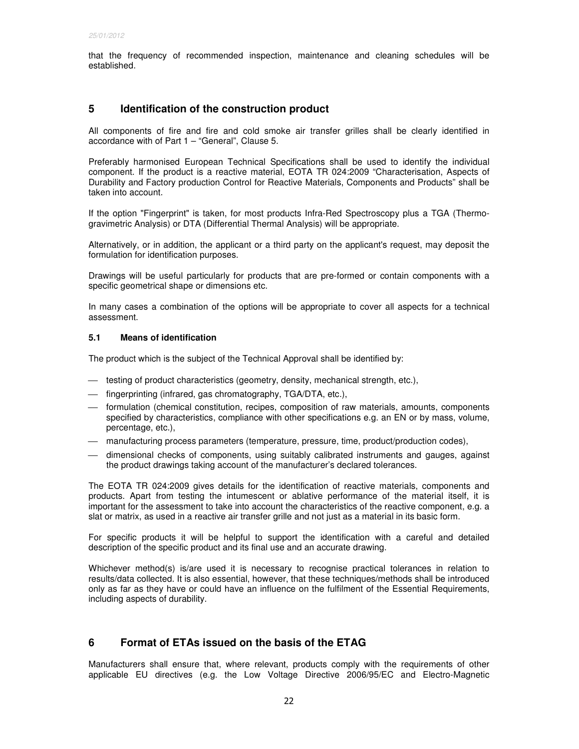that the frequency of recommended inspection, maintenance and cleaning schedules will be established.

## 5 Identification of the construction product

All components of fire and fire and cold smoke air transfer grilles shall be clearly identified in accordance with of Part 1 – "General", Clause 5.

Preferably harmonised European Technical Specifications shall be used to identify the individual component. If the product is a reactive material, EOTA TR 024:2009 "Characterisation, Aspects of Durability and Factory production Control for Reactive Materials, Components and Products" shall be taken into account.

If the option "Fingerprint" is taken, for most products Infra-Red Spectroscopy plus a TGA (Thermo-gravimetric Analysis) or DTA (Differential Thermal Analysis) will be appropriate.

Alternatively, or in addition, the applicant or a third party on the applicant's request, may deposit the formulation for identification purposes.

Drawings will be useful particularly for products that are pre-formed or contain components with a specific geometrical shape or dimensions etc.

In many cases a combination of the options will be appropriate to cover all aspects for a technical assessment.

### 5.1 Means of identification

The product which is the subject of the Technical Approval shall be identified by:

- testing of product characteristics (geometry, density, mechanical strength, etc.),
- fingerprinting (infrared, gas chromatography, TGA/DTA, etc.),
- formulation (chemical constitution, recipes, composition of raw materials, amounts, components specified by characteristics, compliance with other specifications e.g. an EN or by mass, volume, percentage, etc.),
- manufacturing process parameters (temperature, pressure, time, product/production codes),
- dimensional checks of components, using suitably calibrated instruments and gauges, against the product drawings taking account of the manufacturer's declared tolerances.

The EOTA TR 024:2009 gives details for the identification of reactive materials, components and products. Apart from testing the intumescent or ablative performance of the material itself, it is important for the assessment to take into account the characteristics of the reactive component, e.g. a slat or matrix, as used in a reactive air transfer grille and not just as a material in its basic form.

For specific products it will be helpful to support the identification with a careful and detailed description of the specific product and its final use and an accurate drawing.

Whichever method(s) is/are used it is necessary to recognise practical tolerances in relation to results/data collected. It is also essential, however, that these techniques/methods shall be introduced only as far as they have or could have an influence on the fulfilment of the Essential Requirements, including aspects of durability.

## 6 Format of ETAs issued on the basis of the ETAG

Manufacturers shall ensure that, where relevant, products comply with the requirements of other applicable EU directives (e.g. the Low Voltage Directive 2006/95/EC and Electro-Magnetic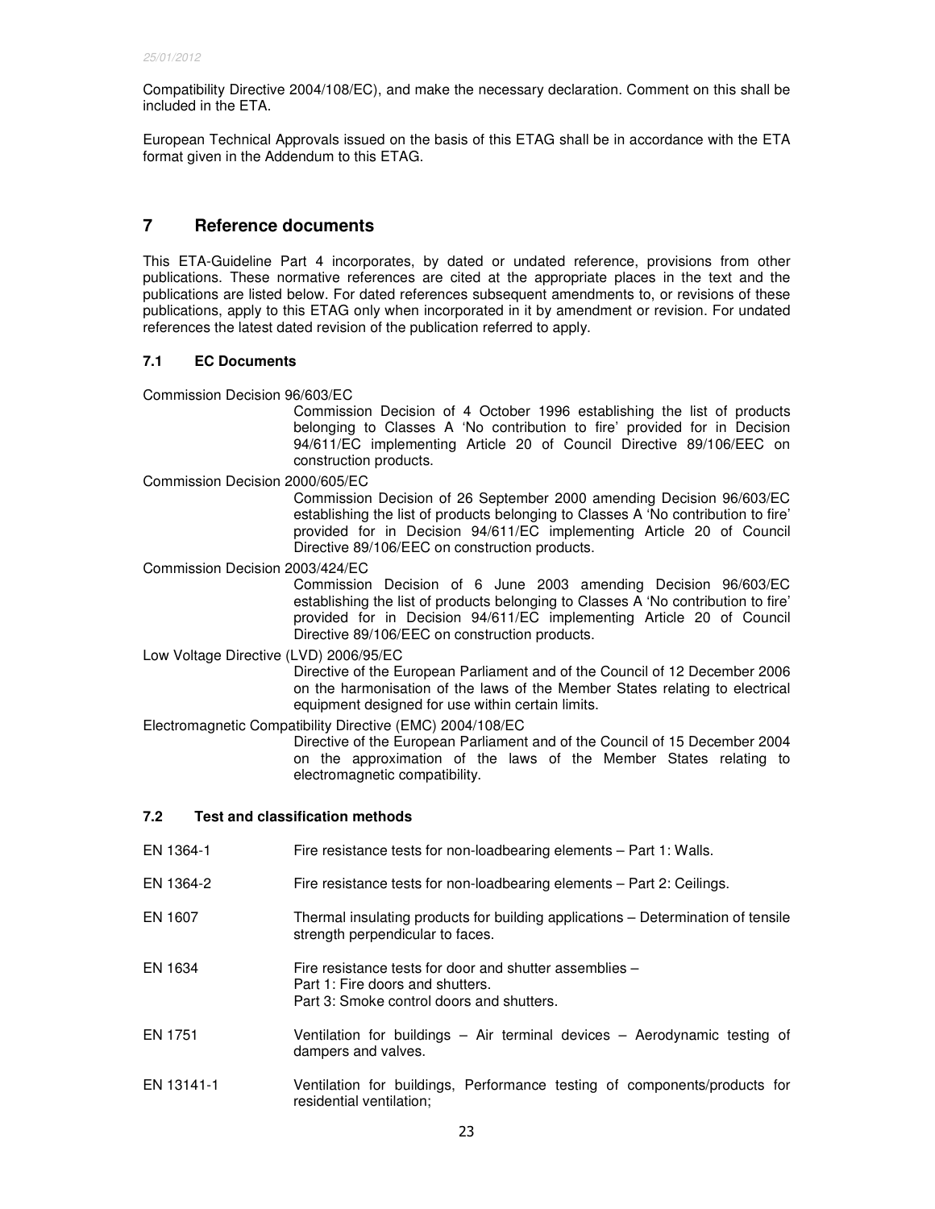Compatibility Directive 2004/108/EC), and make the necessary declaration. Comment on this shall be included in the ETA.

European Technical Approvals issued on the basis of this ETAG shall be in accordance with the ETA format given in the Addendum to this ETAG.

## 7 Reference documents

This ETA-Guideline Part 4 incorporates, by dated or undated reference, provisions from other publications. These normative references are cited at the appropriate places in the text and the publications are listed below. For dated references subsequent amendments to, or revisions of these publications, apply to this ETAG only when incorporated in it by amendment or revision. For undated references the latest dated revision of the publication referred to apply.

### 7.1 EC Documents

Commission Decision 96/603/EC

Commission Decision of 4 October 1996 establishing the list of products belonging to Classes A 'No contribution to fire' provided for in Decision 94/611/EC implementing Article 20 of Council Directive 89/106/EEC on construction products.

Commission Decision 2000/605/EC

Commission Decision of 26 September 2000 amending Decision 96/603/EC establishing the list of products belonging to Classes A 'No contribution to fire' provided for in Decision 94/611/EC implementing Article 20 of Council Directive 89/106/EEC on construction products.

Commission Decision 2003/424/EC

Commission Decision of 6 June 2003 amending Decision 96/603/EC establishing the list of products belonging to Classes A 'No contribution to fire' provided for in Decision 94/611/EC implementing Article 20 of Council Directive 89/106/EEC on construction products.

Low Voltage Directive (LVD) 2006/95/EC

Directive of the European Parliament and of the Council of 12 December 2006 on the harmonisation of the laws of the Member States relating to electrical equipment designed for use within certain limits.

Electromagnetic Compatibility Directive (EMC) 2004/108/EC

Directive of the European Parliament and of the Council of 15 December 2004 on the approximation of the laws of the Member States relating to electromagnetic compatibility.

### 7.2 Test and classification methods

EN 1364-1 — Fire resistance tests for non-loadbearing elements – Part 1: Walls.

EN 1364-2 — Fire resistance tests for non-loadbearing elements – Part 2: Ceilings.

EN 1607 — Thermal insulating products for building applications – Determination of tensile strength perpendicular to faces.

EN 1634 — Fire resistance tests for door and shutter assemblies –
Part 1: Fire doors and shutters.
Part 3: Smoke control doors and shutters.

EN 1751 — Ventilation for buildings – Air terminal devices – Aerodynamic testing of dampers and valves.

EN 13141-1 — Ventilation for buildings, Performance testing of components/products for residential ventilation;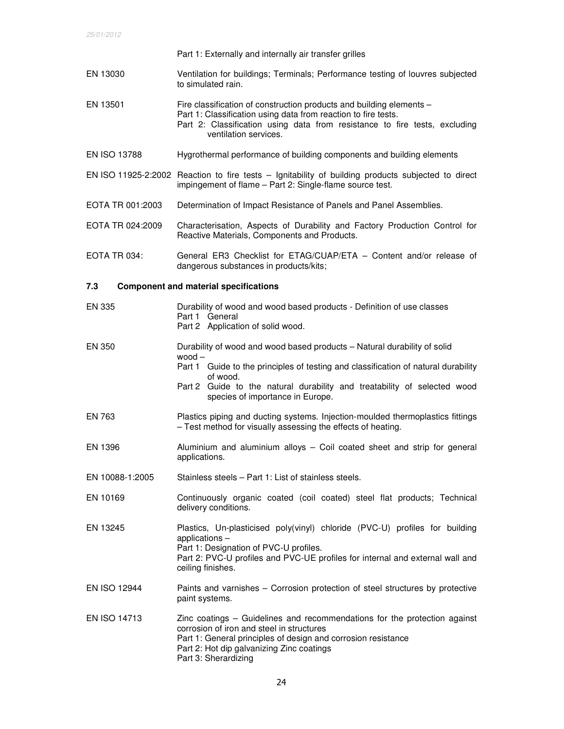Part 1: Externally and internally air transfer grilles

| | |
|---|---|
| EN 13030 | Ventilation for buildings; Terminals; Performance testing of louvres subjected to simulated rain. |
| EN 13501 | Fire classification of construction products and building elements – Part 1: Classification using data from reaction to fire tests. Part 2: Classification using data from resistance to fire tests, excluding ventilation services. |
| EN ISO 13788 | Hygrothermal performance of building components and building elements |
| EN ISO 11925-2:2002 | Reaction to fire tests – Ignitability of building products subjected to direct impingement of flame – Part 2: Single-flame source test. |
| EOTA TR 001:2003 | Determination of Impact Resistance of Panels and Panel Assemblies. |
| EOTA TR 024:2009 | Characterisation, Aspects of Durability and Factory Production Control for Reactive Materials, Components and Products. |
| EOTA TR 034: | General ER3 Checklist for ETAG/CUAP/ETA – Content and/or release of dangerous substances in products/kits; |

### 7.3 Component and material specifications

| | |
|---|---|
| EN 335 | Durability of wood and wood based products - Definition of use classes<br>Part 1 General<br>Part 2 Application of solid wood. |
| EN 350 | Durability of wood and wood based products – Natural durability of solid wood –<br>Part 1 Guide to the principles of testing and classification of natural durability of wood.<br>Part 2 Guide to the natural durability and treatability of selected wood species of importance in Europe. |
| EN 763 | Plastics piping and ducting systems. Injection-moulded thermoplastics fittings – Test method for visually assessing the effects of heating. |
| EN 1396 | Aluminium and aluminium alloys – Coil coated sheet and strip for general applications. |
| EN 10088-1:2005 | Stainless steels – Part 1: List of stainless steels. |
| EN 10169 | Continuously organic coated (coil coated) steel flat products; Technical delivery conditions. |
| EN 13245 | Plastics, Un-plasticised poly(vinyl) chloride (PVC-U) profiles for building applications –<br>Part 1: Designation of PVC-U profiles.<br>Part 2: PVC-U profiles and PVC-UE profiles for internal and external wall and ceiling finishes. |
| EN ISO 12944 | Paints and varnishes – Corrosion protection of steel structures by protective paint systems. |
| EN ISO 14713 | Zinc coatings – Guidelines and recommendations for the protection against corrosion of iron and steel in structures<br>Part 1: General principles of design and corrosion resistance<br>Part 2: Hot dip galvanizing Zinc coatings<br>Part 3: Sherardizing |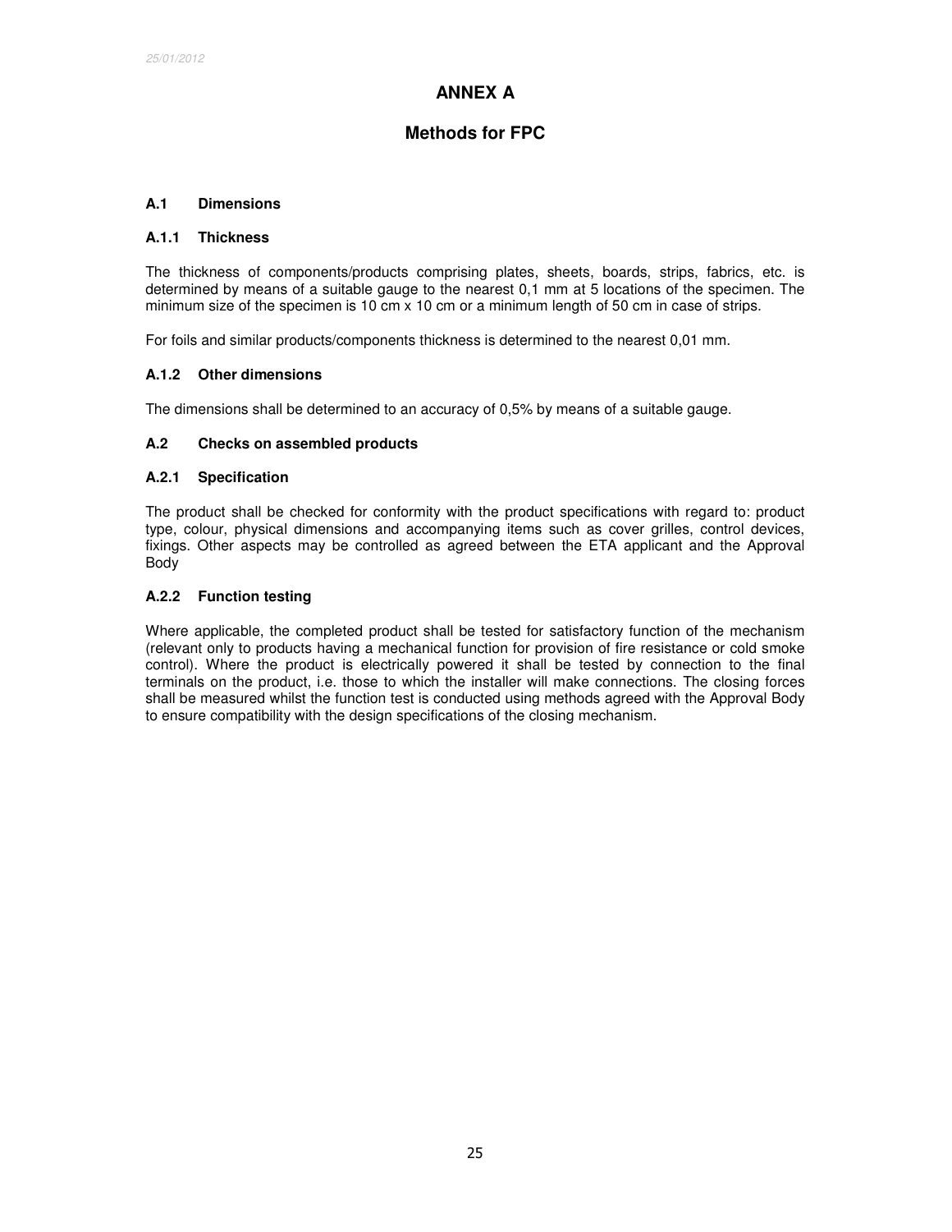# ANNEX A

## Methods for FPC

### A.1 Dimensions

#### A.1.1 Thickness

The thickness of components/products comprising plates, sheets, boards, strips, fabrics, etc. is determined by means of a suitable gauge to the nearest 0,1 mm at 5 locations of the specimen. The minimum size of the specimen is 10 cm x 10 cm or a minimum length of 50 cm in case of strips.

For foils and similar products/components thickness is determined to the nearest 0,01 mm.

#### A.1.2 Other dimensions

The dimensions shall be determined to an accuracy of 0,5% by means of a suitable gauge.

### A.2 Checks on assembled products

#### A.2.1 Specification

The product shall be checked for conformity with the product specifications with regard to: product type, colour, physical dimensions and accompanying items such as cover grilles, control devices, fixings. Other aspects may be controlled as agreed between the ETA applicant and the Approval Body

#### A.2.2 Function testing

Where applicable, the completed product shall be tested for satisfactory function of the mechanism (relevant only to products having a mechanical function for provision of fire resistance or cold smoke control). Where the product is electrically powered it shall be tested by connection to the final terminals on the product, i.e. those to which the installer will make connections. The closing forces shall be measured whilst the function test is conducted using methods agreed with the Approval Body to ensure compatibility with the design specifications of the closing mechanism.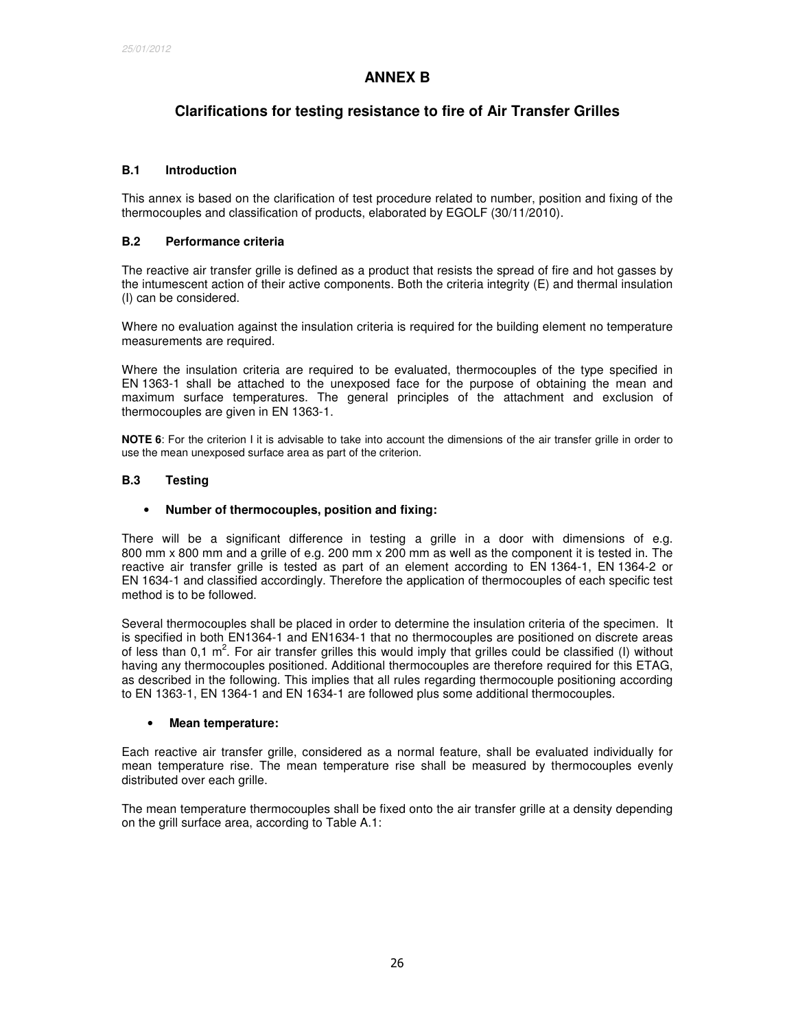# ANNEX B

## Clarifications for testing resistance to fire of Air Transfer Grilles

### B.1 Introduction

This annex is based on the clarification of test procedure related to number, position and fixing of the thermocouples and classification of products, elaborated by EGOLF (30/11/2010).

### B.2 Performance criteria

The reactive air transfer grille is defined as a product that resists the spread of fire and hot gasses by the intumescent action of their active components. Both the criteria integrity (E) and thermal insulation (I) can be considered.

Where no evaluation against the insulation criteria is required for the building element no temperature measurements are required.

Where the insulation criteria are required to be evaluated, thermocouples of the type specified in EN 1363-1 shall be attached to the unexposed face for the purpose of obtaining the mean and maximum surface temperatures. The general principles of the attachment and exclusion of thermocouples are given in EN 1363-1.

**NOTE 6**: For the criterion I it is advisable to take into account the dimensions of the air transfer grille in order to use the mean unexposed surface area as part of the criterion.

### B.3 Testing

- **Number of thermocouples, position and fixing:**

There will be a significant difference in testing a grille in a door with dimensions of e.g. 800 mm x 800 mm and a grille of e.g. 200 mm x 200 mm as well as the component it is tested in. The reactive air transfer grille is tested as part of an element according to EN 1364-1, EN 1364-2 or EN 1634-1 and classified accordingly. Therefore the application of thermocouples of each specific test method is to be followed.

Several thermocouples shall be placed in order to determine the insulation criteria of the specimen. It is specified in both EN1364-1 and EN1634-1 that no thermocouples are positioned on discrete areas of less than 0,1 $m^2$. For air transfer grilles this would imply that grilles could be classified (I) without having any thermocouples positioned. Additional thermocouples are therefore required for this ETAG, as described in the following. This implies that all rules regarding thermocouple positioning according to EN 1363-1, EN 1364-1 and EN 1634-1 are followed plus some additional thermocouples.

- **Mean temperature:**

Each reactive air transfer grille, considered as a normal feature, shall be evaluated individually for mean temperature rise. The mean temperature rise shall be measured by thermocouples evenly distributed over each grille.

The mean temperature thermocouples shall be fixed onto the air transfer grille at a density depending on the grill surface area, according to Table A.1: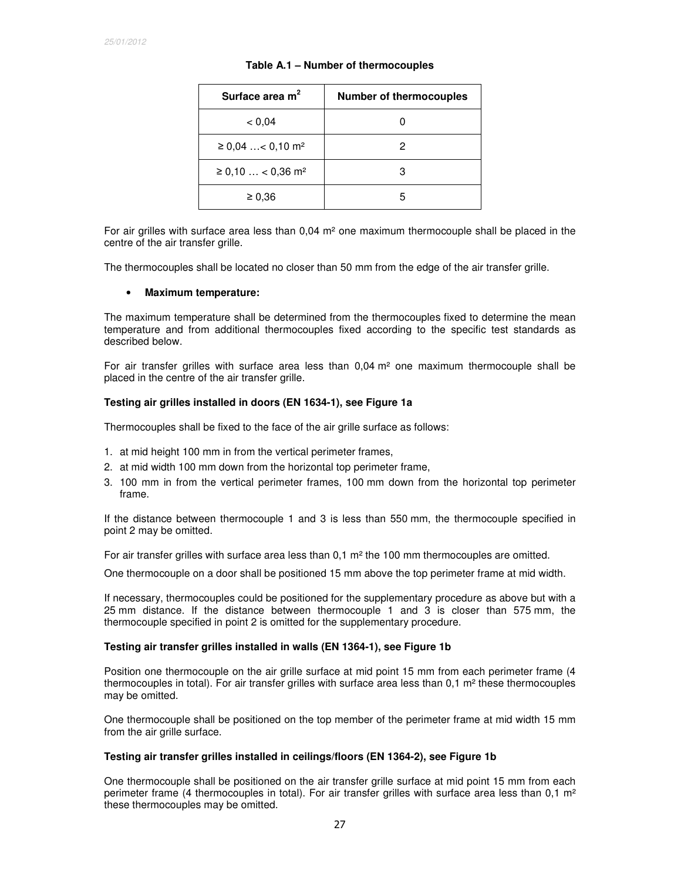**Table A.1 – Number of thermocouples**

| Surface area $m^2$ | Number of thermocouples |
|---|---|
| < 0,04 | 0 |
| ≥ 0,04 …< 0,10 m² | 2 |
| ≥ 0,10 … < 0,36 m² | 3 |
| ≥ 0,36 | 5 |

For air grilles with surface area less than 0,04 m² one maximum thermocouple shall be placed in the centre of the air transfer grille.

The thermocouples shall be located no closer than 50 mm from the edge of the air transfer grille.

- **Maximum temperature:**

The maximum temperature shall be determined from the thermocouples fixed to determine the mean temperature and from additional thermocouples fixed according to the specific test standards as described below.

For air transfer grilles with surface area less than 0,04 m² one maximum thermocouple shall be placed in the centre of the air transfer grille.

**Testing air grilles installed in doors (EN 1634-1), see Figure 1a**

Thermocouples shall be fixed to the face of the air grille surface as follows:

1. at mid height 100 mm in from the vertical perimeter frames,
2. at mid width 100 mm down from the horizontal top perimeter frame,
3. 100 mm in from the vertical perimeter frames, 100 mm down from the horizontal top perimeter frame.

If the distance between thermocouple 1 and 3 is less than 550 mm, the thermocouple specified in point 2 may be omitted.

For air transfer grilles with surface area less than 0,1 m² the 100 mm thermocouples are omitted.

One thermocouple on a door shall be positioned 15 mm above the top perimeter frame at mid width.

If necessary, thermocouples could be positioned for the supplementary procedure as above but with a 25 mm distance. If the distance between thermocouple 1 and 3 is closer than 575 mm, the thermocouple specified in point 2 is omitted for the supplementary procedure.

**Testing air transfer grilles installed in walls (EN 1364-1), see Figure 1b**

Position one thermocouple on the air grille surface at mid point 15 mm from each perimeter frame (4 thermocouples in total). For air transfer grilles with surface area less than 0,1 m² these thermocouples may be omitted.

One thermocouple shall be positioned on the top member of the perimeter frame at mid width 15 mm from the air grille surface.

**Testing air transfer grilles installed in ceilings/floors (EN 1364-2), see Figure 1b**

One thermocouple shall be positioned on the air transfer grille surface at mid point 15 mm from each perimeter frame (4 thermocouples in total). For air transfer grilles with surface area less than 0,1 m² these thermocouples may be omitted.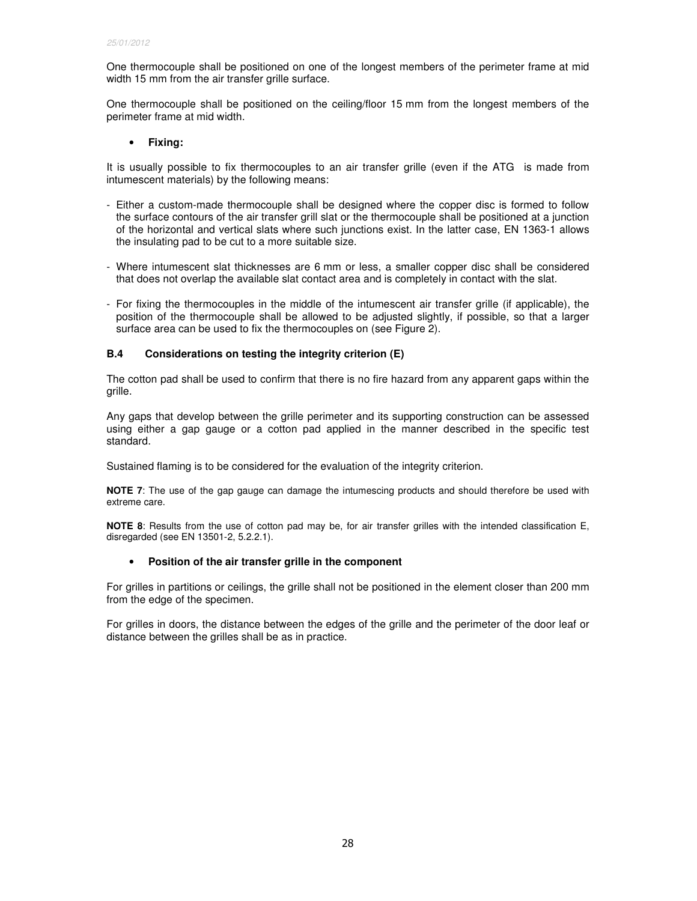One thermocouple shall be positioned on one of the longest members of the perimeter frame at mid width 15 mm from the air transfer grille surface.

One thermocouple shall be positioned on the ceiling/floor 15 mm from the longest members of the perimeter frame at mid width.

- **Fixing:**

It is usually possible to fix thermocouples to an air transfer grille (even if the ATG is made from intumescent materials) by the following means:

- Either a custom-made thermocouple shall be designed where the copper disc is formed to follow the surface contours of the air transfer grill slat or the thermocouple shall be positioned at a junction of the horizontal and vertical slats where such junctions exist. In the latter case, EN 1363-1 allows the insulating pad to be cut to a more suitable size.
- Where intumescent slat thicknesses are 6 mm or less, a smaller copper disc shall be considered that does not overlap the available slat contact area and is completely in contact with the slat.
- For fixing the thermocouples in the middle of the intumescent air transfer grille (if applicable), the position of the thermocouple shall be allowed to be adjusted slightly, if possible, so that a larger surface area can be used to fix the thermocouples on (see Figure 2).

### B.4 Considerations on testing the integrity criterion (E)

The cotton pad shall be used to confirm that there is no fire hazard from any apparent gaps within the grille.

Any gaps that develop between the grille perimeter and its supporting construction can be assessed using either a gap gauge or a cotton pad applied in the manner described in the specific test standard.

Sustained flaming is to be considered for the evaluation of the integrity criterion.

**NOTE 7**: The use of the gap gauge can damage the intumescing products and should therefore be used with extreme care.

**NOTE 8**: Results from the use of cotton pad may be, for air transfer grilles with the intended classification E, disregarded (see EN 13501-2, 5.2.2.1).

- **Position of the air transfer grille in the component**

For grilles in partitions or ceilings, the grille shall not be positioned in the element closer than 200 mm from the edge of the specimen.

For grilles in doors, the distance between the edges of the grille and the perimeter of the door leaf or distance between the grilles shall be as in practice.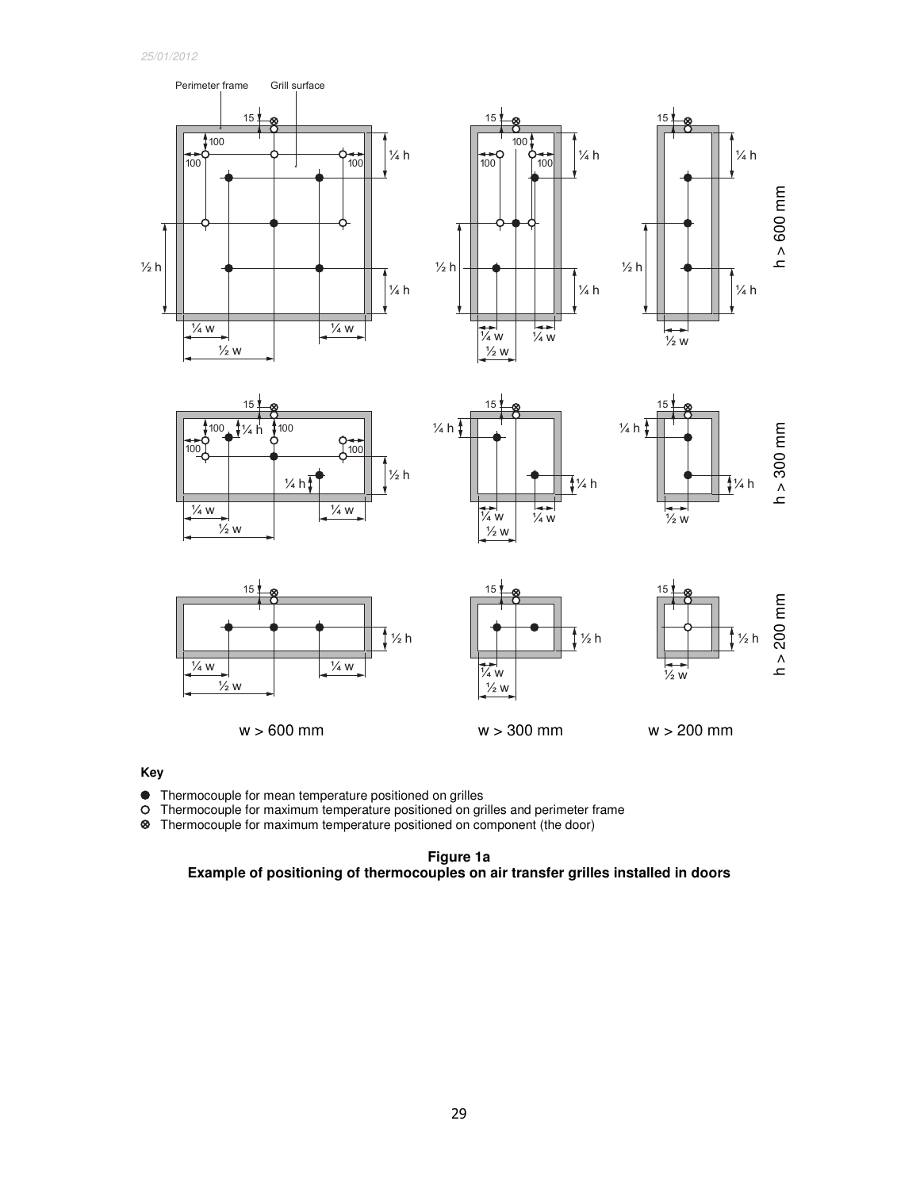25/01/2012

Perimeter frame    Grill surface

w > 600 mm    w > 300 mm    w > 200 mm

h > 600 mm

h > 300 mm

h > 200 mm

**Key**

- ● Thermocouple for mean temperature positioned on grilles
- ○ Thermocouple for maximum temperature positioned on grilles and perimeter frame
- ⊗ Thermocouple for maximum temperature positioned on component (the door)

**Figure 1a**
**Example of positioning of thermocouples on air transfer grilles installed in doors**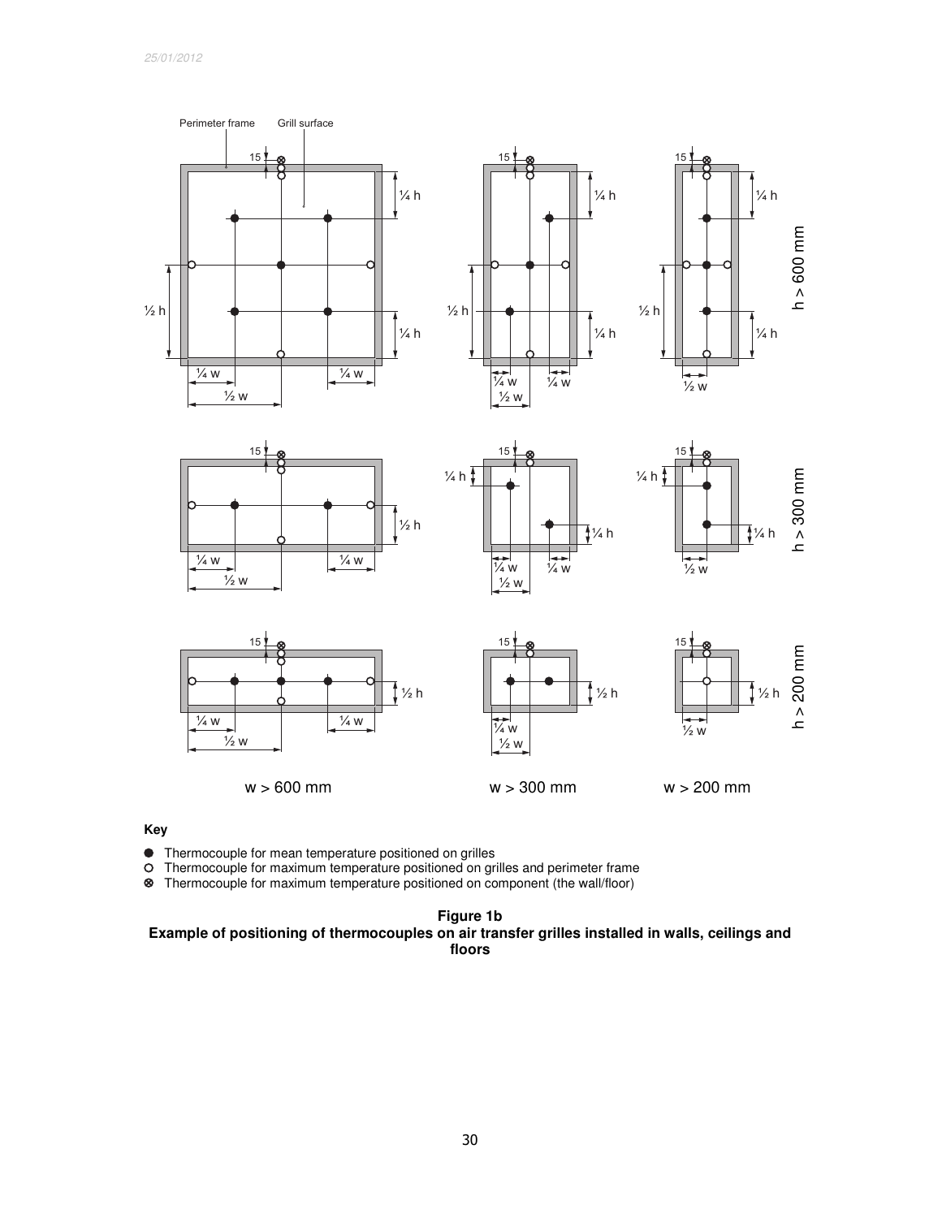**Key**

- ● Thermocouple for mean temperature positioned on grilles
- ○ Thermocouple for maximum temperature positioned on grilles and perimeter frame
- ⊗ Thermocouple for maximum temperature positioned on component (the wall/floor)

**Figure 1b**
**Example of positioning of thermocouples on air transfer grilles installed in walls, ceilings and floors**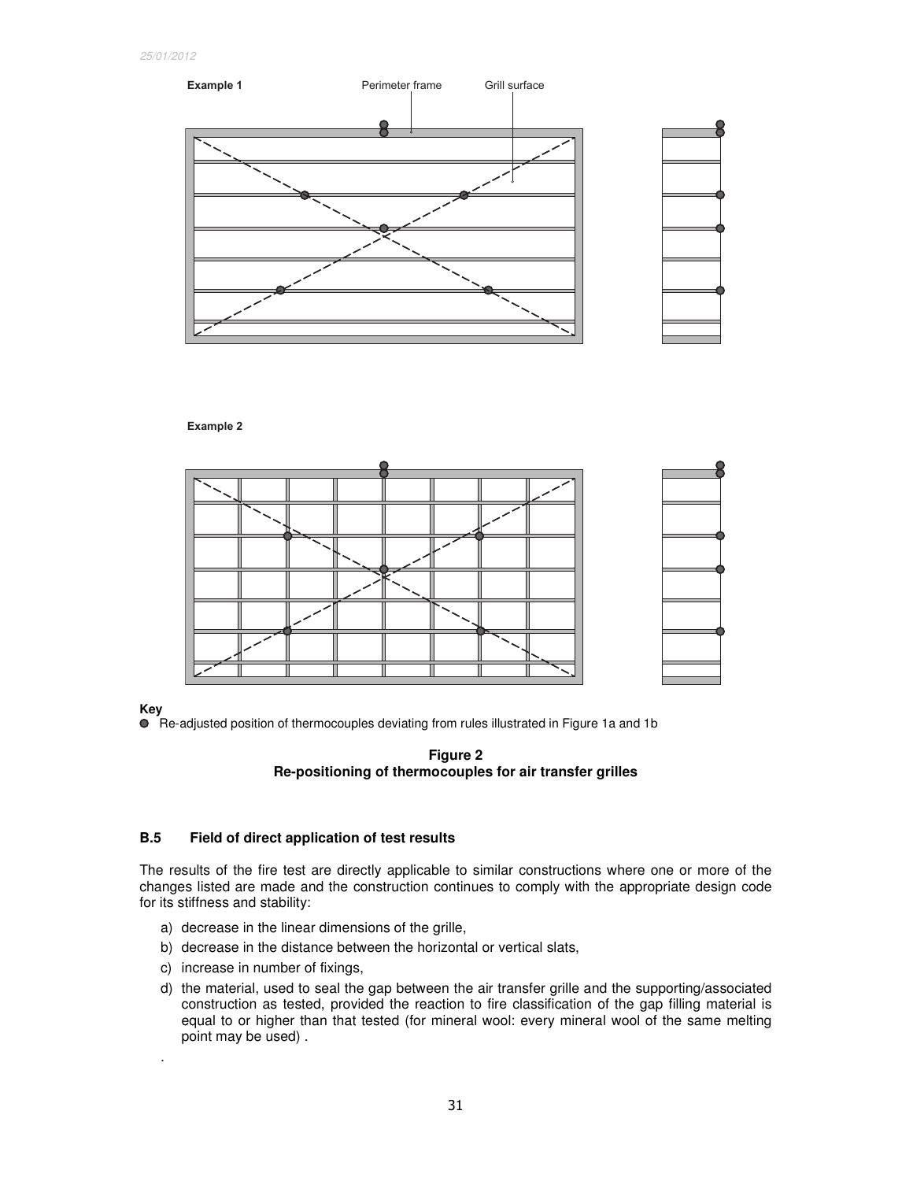Example 1

Perimeter frame

Grill surface

Example 2

**Key**

● Re-adjusted position of thermocouples deviating from rules illustrated in Figure 1a and 1b

**Figure 2**
**Re-positioning of thermocouples for air transfer grilles**

## B.5 Field of direct application of test results

The results of the fire test are directly applicable to similar constructions where one or more of the changes listed are made and the construction continues to comply with the appropriate design code for its stiffness and stability:

a) decrease in the linear dimensions of the grille,
b) decrease in the distance between the horizontal or vertical slats,
c) increase in number of fixings,
d) the material, used to seal the gap between the air transfer grille and the supporting/associated construction as tested, provided the reaction to fire classification of the gap filling material is equal to or higher than that tested (for mineral wool: every mineral wool of the same melting point may be used) .

.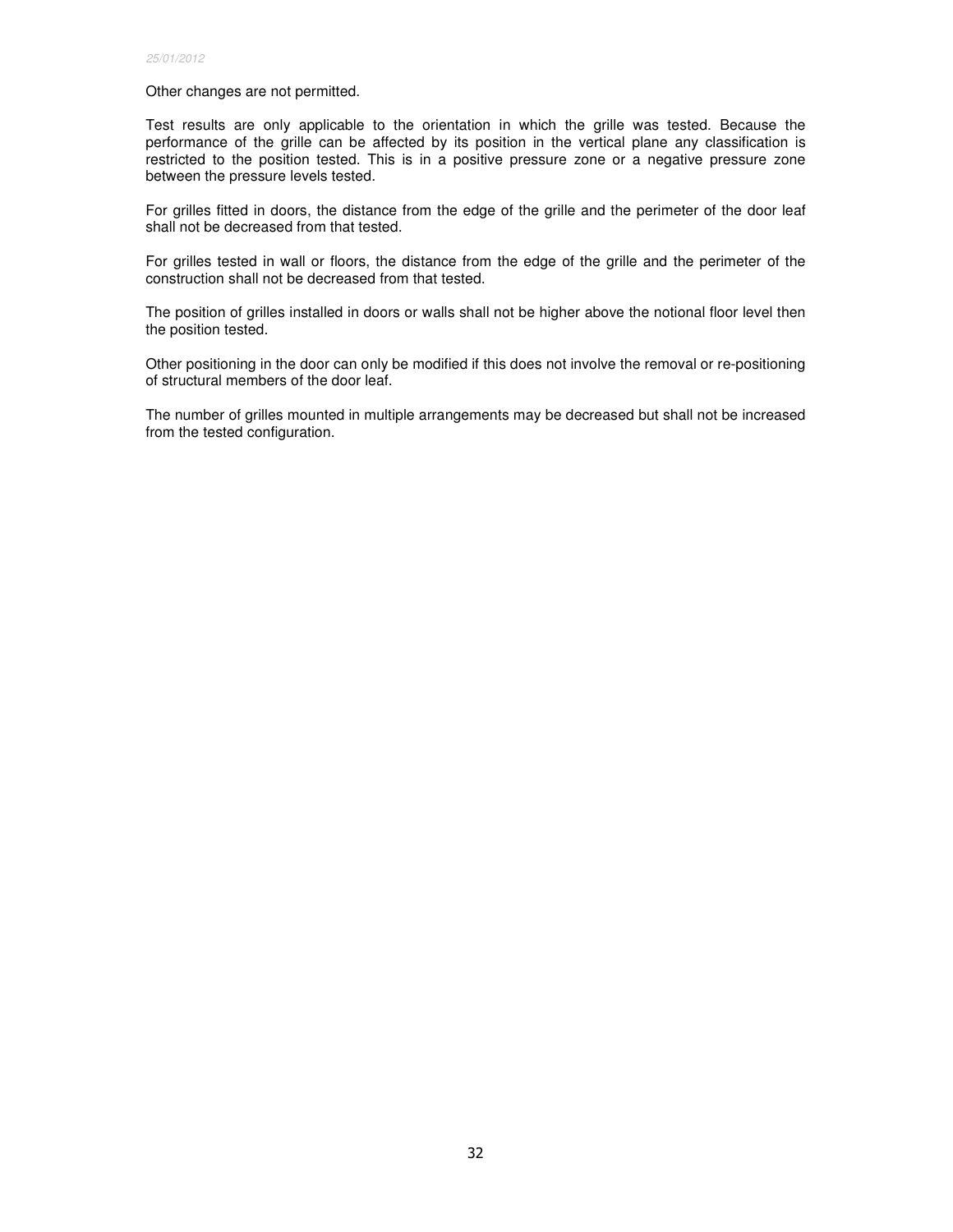Other changes are not permitted.

Test results are only applicable to the orientation in which the grille was tested. Because the performance of the grille can be affected by its position in the vertical plane any classification is restricted to the position tested. This is in a positive pressure zone or a negative pressure zone between the pressure levels tested.

For grilles fitted in doors, the distance from the edge of the grille and the perimeter of the door leaf shall not be decreased from that tested.

For grilles tested in wall or floors, the distance from the edge of the grille and the perimeter of the construction shall not be decreased from that tested.

The position of grilles installed in doors or walls shall not be higher above the notional floor level then the position tested.

Other positioning in the door can only be modified if this does not involve the removal or re-positioning of structural members of the door leaf.

The number of grilles mounted in multiple arrangements may be decreased but shall not be increased from the tested configuration.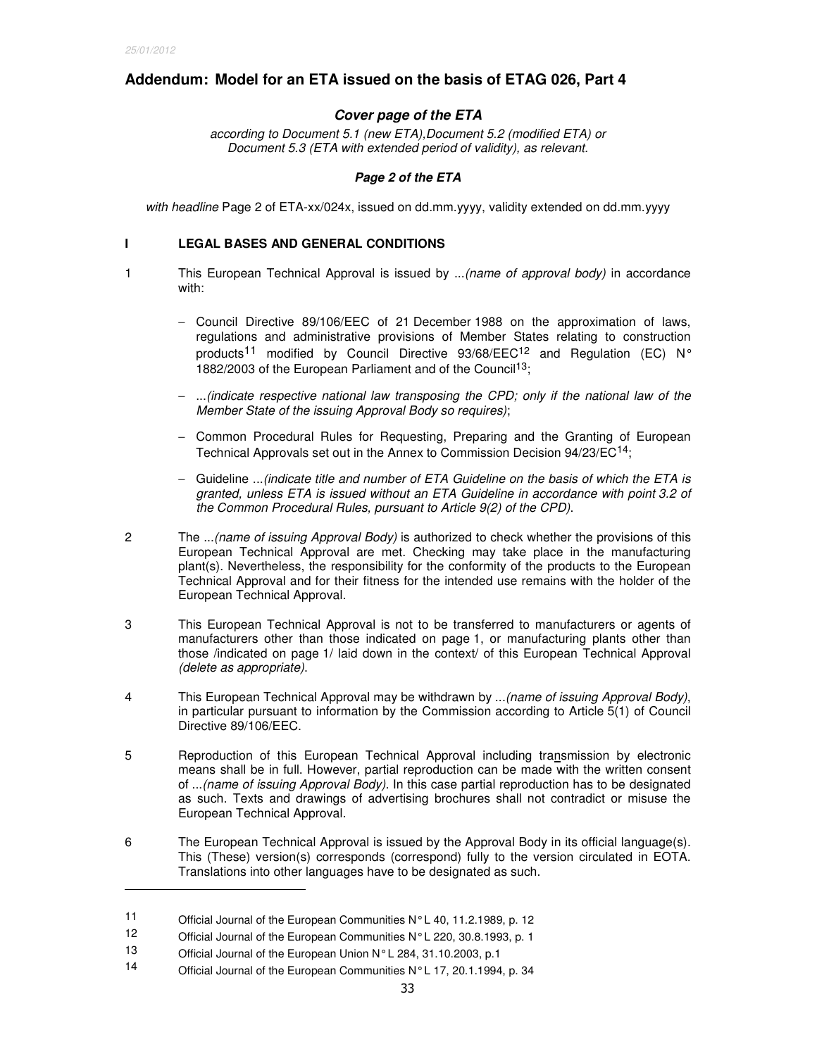## Addendum: Model for an ETA issued on the basis of ETAG 026, Part 4

### *Cover page of the ETA*

*according to Document 5.1 (new ETA),Document 5.2 (modified ETA) or Document 5.3 (ETA with extended period of validity), as relevant.*

### *Page 2 of the ETA*

*with headline* Page 2 of ETA-xx/024x, issued on dd.mm.yyyy, validity extended on dd.mm.yyyy

**I LEGAL BASES AND GENERAL CONDITIONS**

1 This European Technical Approval is issued by ...*(name of approval body)* in accordance with:

- Council Directive 89/106/EEC of 21 December 1988 on the approximation of laws, regulations and administrative provisions of Member States relating to construction products[11] modified by Council Directive 93/68/EEC[12] and Regulation (EC) N° 1882/2003 of the European Parliament and of the Council[13];
- ...*(indicate respective national law transposing the CPD; only if the national law of the Member State of the issuing Approval Body so requires)*;
- Common Procedural Rules for Requesting, Preparing and the Granting of European Technical Approvals set out in the Annex to Commission Decision 94/23/EC[14];
- Guideline ...*(indicate title and number of ETA Guideline on the basis of which the ETA is granted, unless ETA is issued without an ETA Guideline in accordance with point 3.2 of the Common Procedural Rules, pursuant to Article 9(2) of the CPD)*.

2 The ...*(name of issuing Approval Body)* is authorized to check whether the provisions of this European Technical Approval are met. Checking may take place in the manufacturing plant(s). Nevertheless, the responsibility for the conformity of the products to the European Technical Approval and for their fitness for the intended use remains with the holder of the European Technical Approval.

3 This European Technical Approval is not to be transferred to manufacturers or agents of manufacturers other than those indicated on page 1, or manufacturing plants other than those /indicated on page 1/ laid down in the context/ of this European Technical Approval *(delete as appropriate)*.

4 This European Technical Approval may be withdrawn by ...*(name of issuing Approval Body)*, in particular pursuant to information by the Commission according to Article 5(1) of Council Directive 89/106/EEC.

5 Reproduction of this European Technical Approval including transmission by electronic means shall be in full. However, partial reproduction can be made with the written consent of ...*(name of issuing Approval Body)*. In this case partial reproduction has to be designated as such. Texts and drawings of advertising brochures shall not contradict or misuse the European Technical Approval.

6 The European Technical Approval is issued by the Approval Body in its official language(s). This (These) version(s) corresponds (correspond) fully to the version circulated in EOTA. Translations into other languages have to be designated as such.

---

11 Official Journal of the European Communities N° L 40, 11.2.1989, p. 12

12 Official Journal of the European Communities N° L 220, 30.8.1993, p. 1

13 Official Journal of the European Union N° L 284, 31.10.2003, p.1

14 Official Journal of the European Communities N° L 17, 20.1.1994, p. 34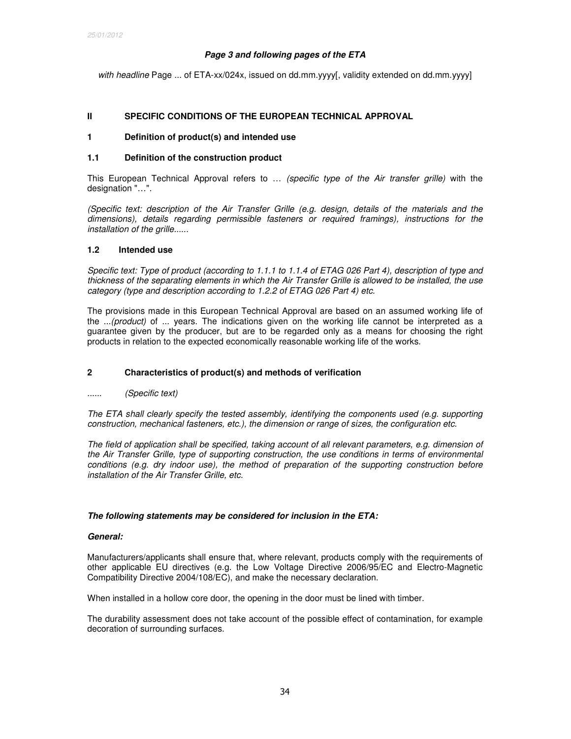***Page 3 and following pages of the ETA***

*with headline* Page ... of ETA-xx/024x, issued on dd.mm.yyyy[, validity extended on dd.mm.yyyy]

## II SPECIFIC CONDITIONS OF THE EUROPEAN TECHNICAL APPROVAL

### 1 Definition of product(s) and intended use

#### 1.1 Definition of the construction product

This European Technical Approval refers to … *(specific type of the Air transfer grille)* with the designation "…".

*(Specific text: description of the Air Transfer Grille (e.g. design, details of the materials and the dimensions), details regarding permissible fasteners or required framings), instructions for the installation of the grille......*

#### 1.2 Intended use

*Specific text: Type of product (according to 1.1.1 to 1.1.4 of ETAG 026 Part 4), description of type and thickness of the separating elements in which the Air Transfer Grille is allowed to be installed, the use category (type and description according to 1.2.2 of ETAG 026 Part 4) etc.*

The provisions made in this European Technical Approval are based on an assumed working life of the ...*(product)* of ... years. The indications given on the working life cannot be interpreted as a guarantee given by the producer, but are to be regarded only as a means for choosing the right products in relation to the expected economically reasonable working life of the works.

### 2 Characteristics of product(s) and methods of verification

...... *(Specific text)*

*The ETA shall clearly specify the tested assembly, identifying the components used (e.g. supporting construction, mechanical fasteners, etc.), the dimension or range of sizes, the configuration etc.*

*The field of application shall be specified, taking account of all relevant parameters, e.g. dimension of the Air Transfer Grille, type of supporting construction, the use conditions in terms of environmental conditions (e.g. dry indoor use), the method of preparation of the supporting construction before installation of the Air Transfer Grille, etc.*

***The following statements may be considered for inclusion in the ETA:***

***General:***

Manufacturers/applicants shall ensure that, where relevant, products comply with the requirements of other applicable EU directives (e.g. the Low Voltage Directive 2006/95/EC and Electro-Magnetic Compatibility Directive 2004/108/EC), and make the necessary declaration.

When installed in a hollow core door, the opening in the door must be lined with timber.

The durability assessment does not take account of the possible effect of contamination, for example decoration of surrounding surfaces.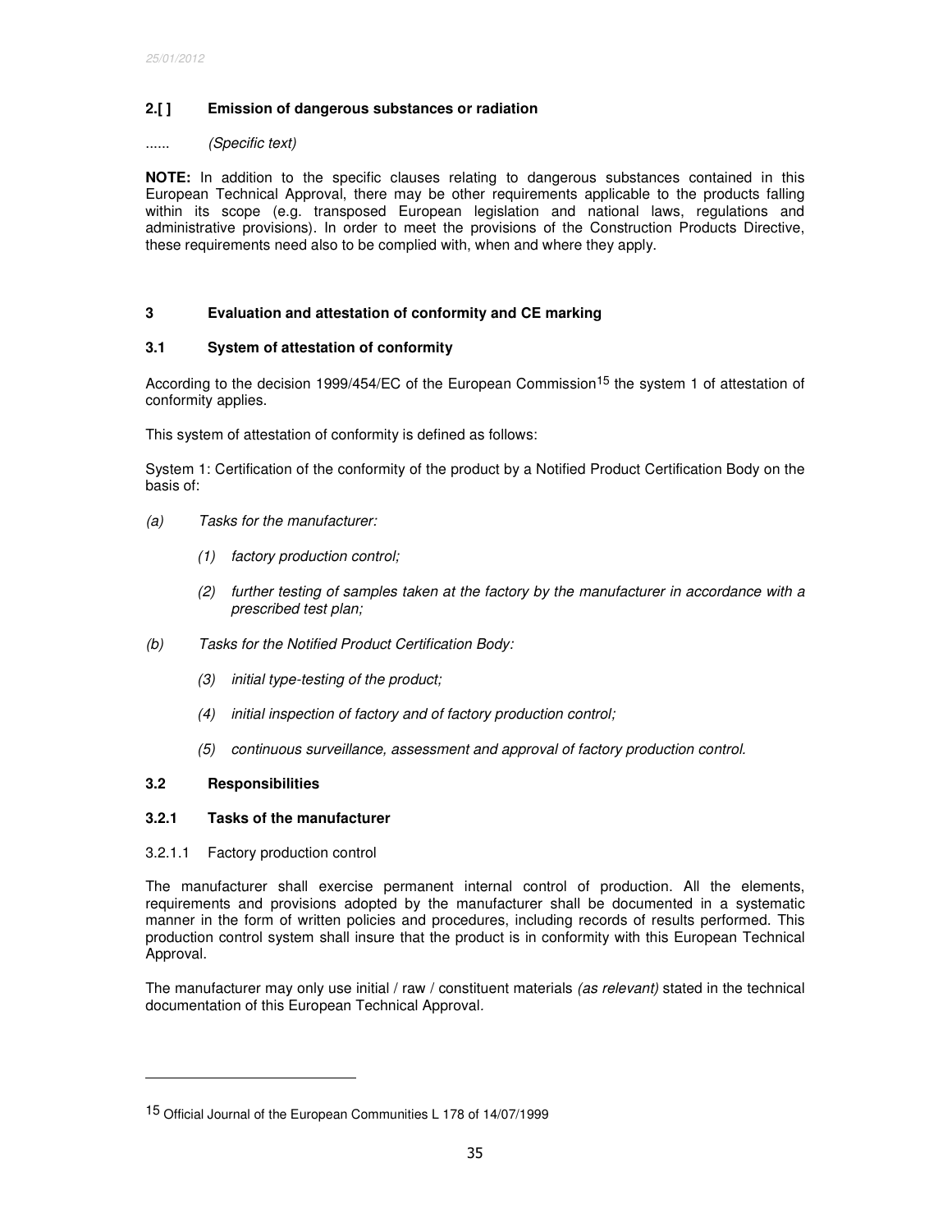### 2.[ ] Emission of dangerous substances or radiation

...... *(Specific text)*

**NOTE:** In addition to the specific clauses relating to dangerous substances contained in this European Technical Approval, there may be other requirements applicable to the products falling within its scope (e.g. transposed European legislation and national laws, regulations and administrative provisions). In order to meet the provisions of the Construction Products Directive, these requirements need also to be complied with, when and where they apply.

## 3 Evaluation and attestation of conformity and CE marking

### 3.1 System of attestation of conformity

According to the decision 1999/454/EC of the European Commission[15] the system 1 of attestation of conformity applies.

This system of attestation of conformity is defined as follows:

System 1: Certification of the conformity of the product by a Notified Product Certification Body on the basis of:

(a) *Tasks for the manufacturer:*

- (1) *factory production control;*
- (2) *further testing of samples taken at the factory by the manufacturer in accordance with a prescribed test plan;*

(b) *Tasks for the Notified Product Certification Body:*

- (3) *initial type-testing of the product;*
- (4) *initial inspection of factory and of factory production control;*
- (5) *continuous surveillance, assessment and approval of factory production control.*

### 3.2 Responsibilities

#### 3.2.1 Tasks of the manufacturer

3.2.1.1 Factory production control

The manufacturer shall exercise permanent internal control of production. All the elements, requirements and provisions adopted by the manufacturer shall be documented in a systematic manner in the form of written policies and procedures, including records of results performed. This production control system shall insure that the product is in conformity with this European Technical Approval.

The manufacturer may only use initial / raw / constituent materials *(as relevant)* stated in the technical documentation of this European Technical Approval.

---

[15] Official Journal of the European Communities L 178 of 14/07/1999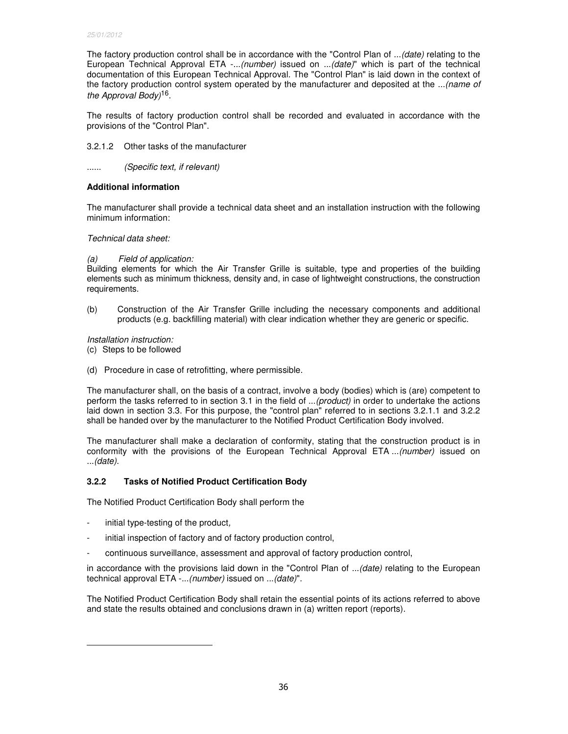The factory production control shall be in accordance with the "Control Plan of ...*(date)* relating to the European Technical Approval ETA -...*(number)* issued on ...*(date)*" which is part of the technical documentation of this European Technical Approval. The "Control Plan" is laid down in the context of the factory production control system operated by the manufacturer and deposited at the ...*(name of the Approval Body)*[16].

The results of factory production control shall be recorded and evaluated in accordance with the provisions of the "Control Plan".

3.2.1.2 Other tasks of the manufacturer

...... *(Specific text, if relevant)*

**Additional information**

The manufacturer shall provide a technical data sheet and an installation instruction with the following minimum information:

*Technical data sheet:*

*(a) Field of application:*
Building elements for which the Air Transfer Grille is suitable, type and properties of the building elements such as minimum thickness, density and, in case of lightweight constructions, the construction requirements.

(b) Construction of the Air Transfer Grille including the necessary components and additional products (e.g. backfilling material) with clear indication whether they are generic or specific.

*Installation instruction:*
(c) Steps to be followed

(d) Procedure in case of retrofitting, where permissible.

The manufacturer shall, on the basis of a contract, involve a body (bodies) which is (are) competent to perform the tasks referred to in section 3.1 in the field of ...*(product)* in order to undertake the actions laid down in section 3.3. For this purpose, the "control plan" referred to in sections 3.2.1.1 and 3.2.2 shall be handed over by the manufacturer to the Notified Product Certification Body involved.

The manufacturer shall make a declaration of conformity, stating that the construction product is in conformity with the provisions of the European Technical Approval ETA ...*(number)* issued on ...*(date)*.

### 3.2.2 Tasks of Notified Product Certification Body

The Notified Product Certification Body shall perform the

- initial type-testing of the product,
- initial inspection of factory and of factory production control,
- continuous surveillance, assessment and approval of factory production control,

in accordance with the provisions laid down in the "Control Plan of ...*(date)* relating to the European technical approval ETA -...*(number)* issued on ...*(date)*".

The Notified Product Certification Body shall retain the essential points of its actions referred to above and state the results obtained and conclusions drawn in (a) written report (reports).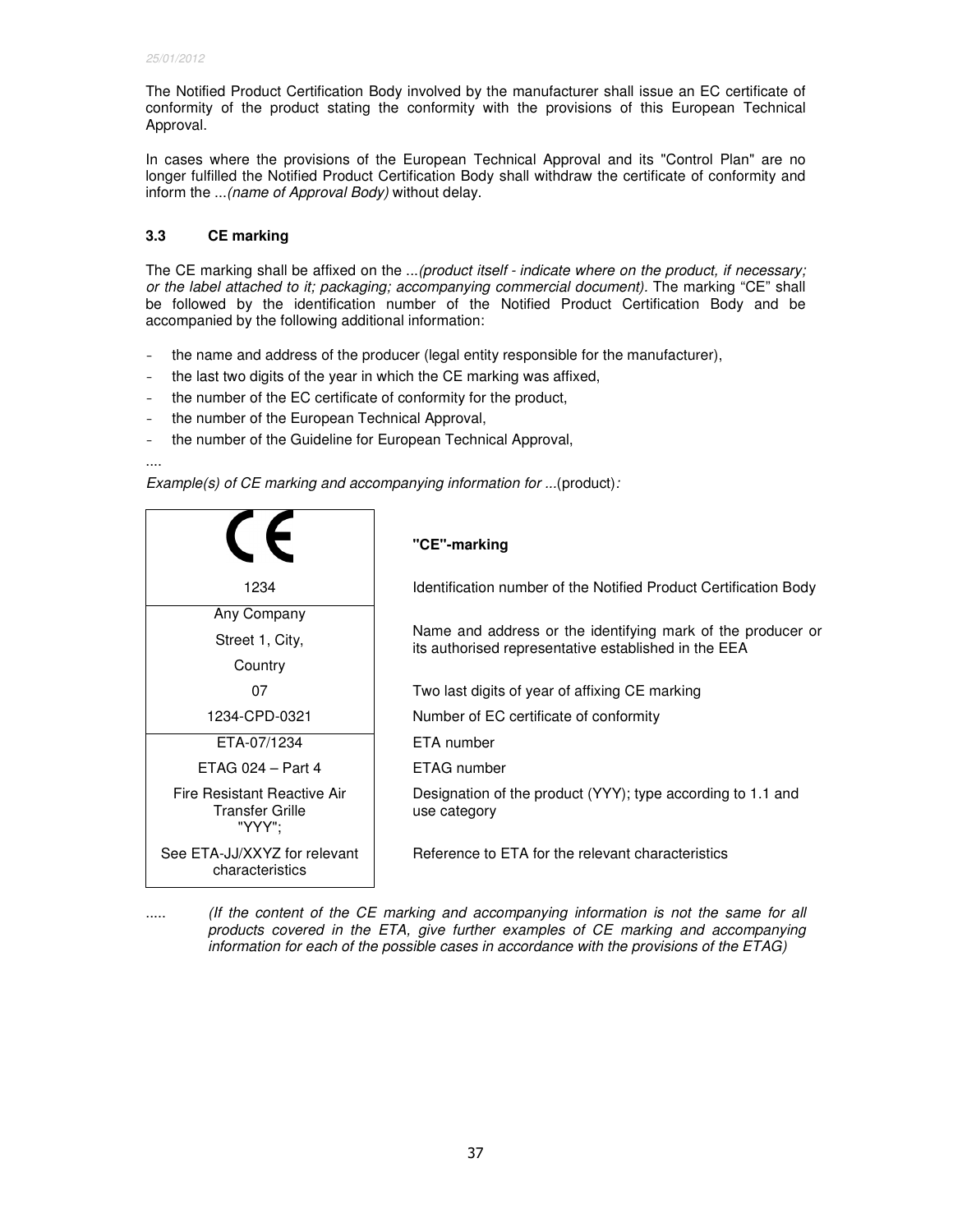The Notified Product Certification Body involved by the manufacturer shall issue an EC certificate of conformity of the product stating the conformity with the provisions of this European Technical Approval.

In cases where the provisions of the European Technical Approval and its "Control Plan" are no longer fulfilled the Notified Product Certification Body shall withdraw the certificate of conformity and inform the ...*(name of Approval Body)* without delay.

### 3.3 CE marking

The CE marking shall be affixed on the ...*(product itself - indicate where on the product, if necessary; or the label attached to it; packaging; accompanying commercial document)*. The marking "CE" shall be followed by the identification number of the Notified Product Certification Body and be accompanied by the following additional information:

- the name and address of the producer (legal entity responsible for the manufacturer),
- the last two digits of the year in which the CE marking was affixed,
- the number of the EC certificate of conformity for the product,
- the number of the European Technical Approval,
- the number of the Guideline for European Technical Approval,

....

*Example(s) of CE marking and accompanying information for ...*(product)*:*

| CE marking example | Explanation |
|---|---|
| CE | **"CE"-marking** |
| 1234 | Identification number of the Notified Product Certification Body |
| Any Company<br>Street 1, City,<br>Country | Name and address or the identifying mark of the producer or its authorised representative established in the EEA |
| 07 | Two last digits of year of affixing CE marking |
| 1234-CPD-0321 | Number of EC certificate of conformity |
| ETA-07/1234 | ETA number |
| ETAG 024 – Part 4 | ETAG number |
| Fire Resistant Reactive Air Transfer Grille "YYY"; | Designation of the product (YYY); type according to 1.1 and use category |
| See ETA-JJ/XXYZ for relevant characteristics | Reference to ETA for the relevant characteristics |

..... *(If the content of the CE marking and accompanying information is not the same for all products covered in the ETA, give further examples of CE marking and accompanying information for each of the possible cases in accordance with the provisions of the ETAG)*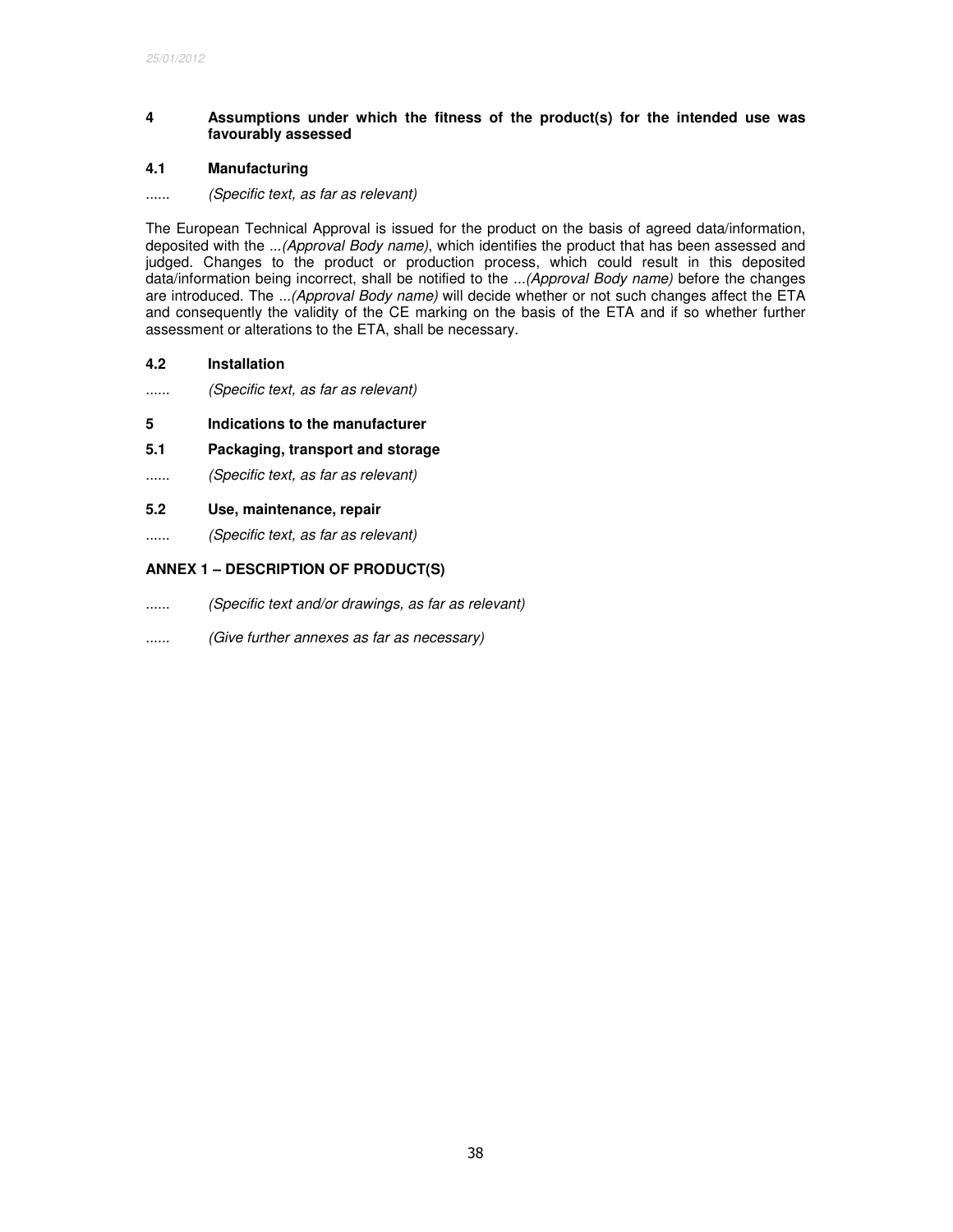## 4 Assumptions under which the fitness of the product(s) for the intended use was favourably assessed

### 4.1 Manufacturing

...... *(Specific text, as far as relevant)*

The European Technical Approval is issued for the product on the basis of agreed data/information, deposited with the ...*(Approval Body name)*, which identifies the product that has been assessed and judged. Changes to the product or production process, which could result in this deposited data/information being incorrect, shall be notified to the ...*(Approval Body name)* before the changes are introduced. The ...*(Approval Body name)* will decide whether or not such changes affect the ETA and consequently the validity of the CE marking on the basis of the ETA and if so whether further assessment or alterations to the ETA, shall be necessary.

### 4.2 Installation

...... *(Specific text, as far as relevant)*

## 5 Indications to the manufacturer

### 5.1 Packaging, transport and storage

...... *(Specific text, as far as relevant)*

### 5.2 Use, maintenance, repair

...... *(Specific text, as far as relevant)*

## ANNEX 1 – DESCRIPTION OF PRODUCT(S)

...... *(Specific text and/or drawings, as far as relevant)*

...... *(Give further annexes as far as necessary)*